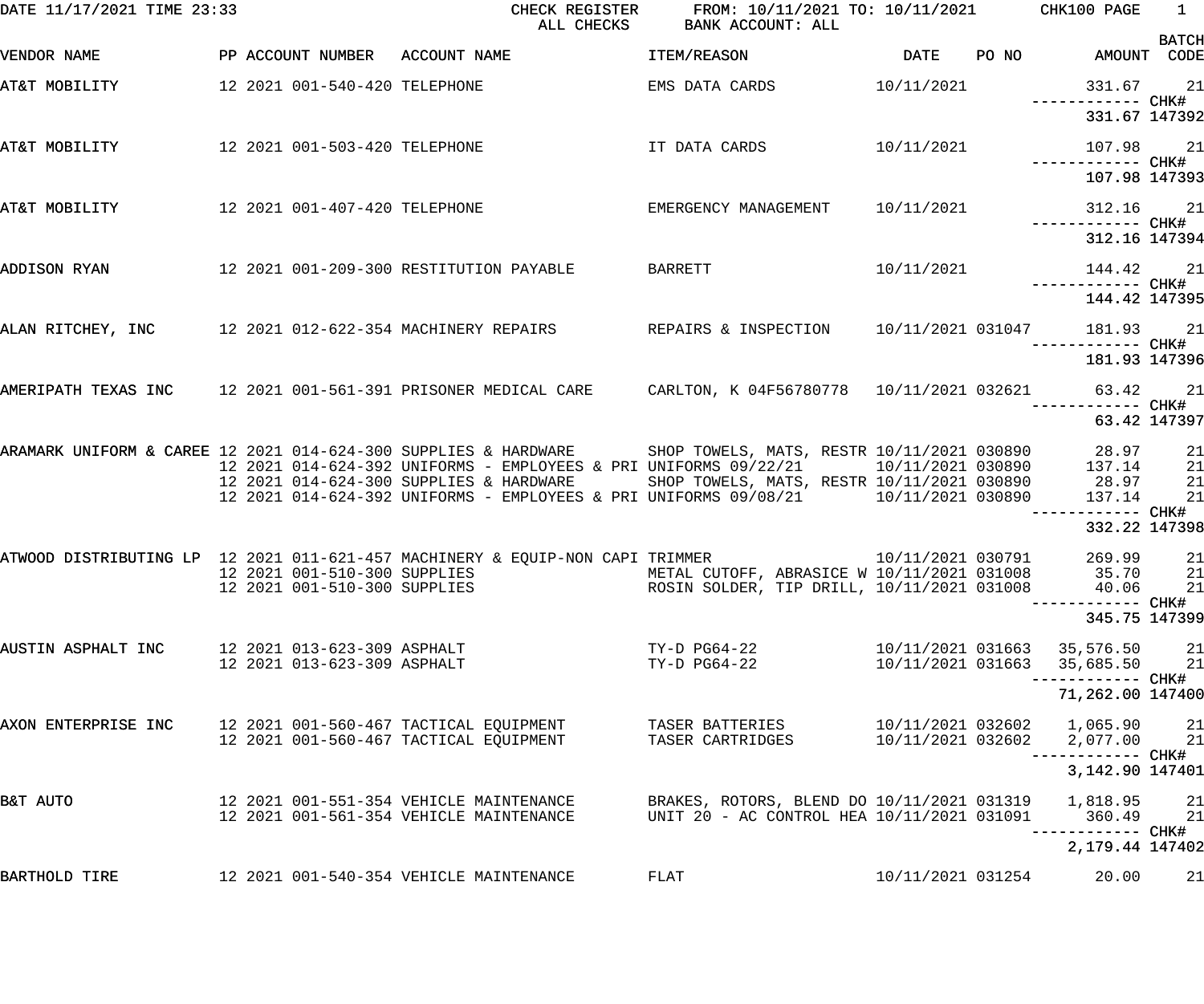CHECK REGISTER — ALL CHECKS

FROM: 10/11/2021 TO: 10/11/2021 — BANK ACCOUNT: ALL

DATE 11/17/2021 TIME 23:33 — CHK100

| VENDOR NAME | PP | ACCOUNT NUMBER | ACCOUNT NAME | ITEM/REASON | DATE | PO NO | AMOUNT | BATCH CODE |
|---|---|---|---|---|---|---|---|---|
| AT&T MOBILITY | 12 | 2021 001-540-420 | TELEPHONE | EMS DATA CARDS | 10/11/2021 | | 331.67 | 21 |
| | | | | | | | 331.67 | CHK# 147392 |
| AT&T MOBILITY | 12 | 2021 001-503-420 | TELEPHONE | IT DATA CARDS | 10/11/2021 | | 107.98 | 21 |
| | | | | | | | 107.98 | CHK# 147393 |
| AT&T MOBILITY | 12 | 2021 001-407-420 | TELEPHONE | EMERGENCY MANAGEMENT | 10/11/2021 | | 312.16 | 21 |
| | | | | | | | 312.16 | CHK# 147394 |
| ADDISON RYAN | 12 | 2021 001-209-300 | RESTITUTION PAYABLE | BARRETT | 10/11/2021 | | 144.42 | 21 |
| | | | | | | | 144.42 | CHK# 147395 |
| ALAN RITCHEY, INC | 12 | 2021 012-622-354 | MACHINERY REPAIRS | REPAIRS & INSPECTION | 10/11/2021 | 031047 | 181.93 | 21 |
| | | | | | | | 181.93 | CHK# 147396 |
| AMERIPATH TEXAS INC | 12 | 2021 001-561-391 | PRISONER MEDICAL CARE | CARLTON, K 04F56780778 | 10/11/2021 | 032621 | 63.42 | 21 |
| | | | | | | | 63.42 | CHK# 147397 |
| ARAMARK UNIFORM & CAREE | 12 | 2021 014-624-300 | SUPPLIES & HARDWARE | SHOP TOWELS, MATS, RESTR | 10/11/2021 | 030890 | 28.97 | 21 |
| | 12 | 2021 014-624-392 | UNIFORMS - EMPLOYEES & PRI | UNIFORMS 09/22/21 | 10/11/2021 | 030890 | 137.14 | 21 |
| | 12 | 2021 014-624-300 | SUPPLIES & HARDWARE | SHOP TOWELS, MATS, RESTR | 10/11/2021 | 030890 | 28.97 | 21 |
| | 12 | 2021 014-624-392 | UNIFORMS - EMPLOYEES & PRI | UNIFORMS 09/08/21 | 10/11/2021 | 030890 | 137.14 | 21 |
| | | | | | | | 332.22 | CHK# 147398 |
| ATWOOD DISTRIBUTING LP | 12 | 2021 011-621-457 | MACHINERY & EQUIP-NON CAPI | TRIMMER | 10/11/2021 | 030791 | 269.99 | 21 |
| | 12 | 2021 001-510-300 | SUPPLIES | METAL CUTOFF, ABRASICE W | 10/11/2021 | 031008 | 35.70 | 21 |
| | 12 | 2021 001-510-300 | SUPPLIES | ROSIN SOLDER, TIP DRILL, | 10/11/2021 | 031008 | 40.06 | 21 |
| | | | | | | | 345.75 | CHK# 147399 |
| AUSTIN ASPHALT INC | 12 | 2021 013-623-309 | ASPHALT | TY-D PG64-22 | 10/11/2021 | 031663 | 35,576.50 | 21 |
| | 12 | 2021 013-623-309 | ASPHALT | TY-D PG64-22 | 10/11/2021 | 031663 | 35,685.50 | 21 |
| | | | | | | | 71,262.00 | CHK# 147400 |
| AXON ENTERPRISE INC | 12 | 2021 001-560-467 | TACTICAL EQUIPMENT | TASER BATTERIES | 10/11/2021 | 032602 | 1,065.90 | 21 |
| | 12 | 2021 001-560-467 | TACTICAL EQUIPMENT | TASER CARTRIDGES | 10/11/2021 | 032602 | 2,077.00 | 21 |
| | | | | | | | 3,142.90 | CHK# 147401 |
| B&T AUTO | 12 | 2021 001-551-354 | VEHICLE MAINTENANCE | BRAKES, ROTORS, BLEND DO | 10/11/2021 | 031319 | 1,818.95 | 21 |
| | 12 | 2021 001-561-354 | VEHICLE MAINTENANCE | UNIT 20 - AC CONTROL HEA | 10/11/2021 | 031091 | 360.49 | 21 |
| | | | | | | | 2,179.44 | CHK# 147402 |
| BARTHOLD TIRE | 12 | 2021 001-540-354 | VEHICLE MAINTENANCE | FLAT | 10/11/2021 | 031254 | 20.00 | 21 |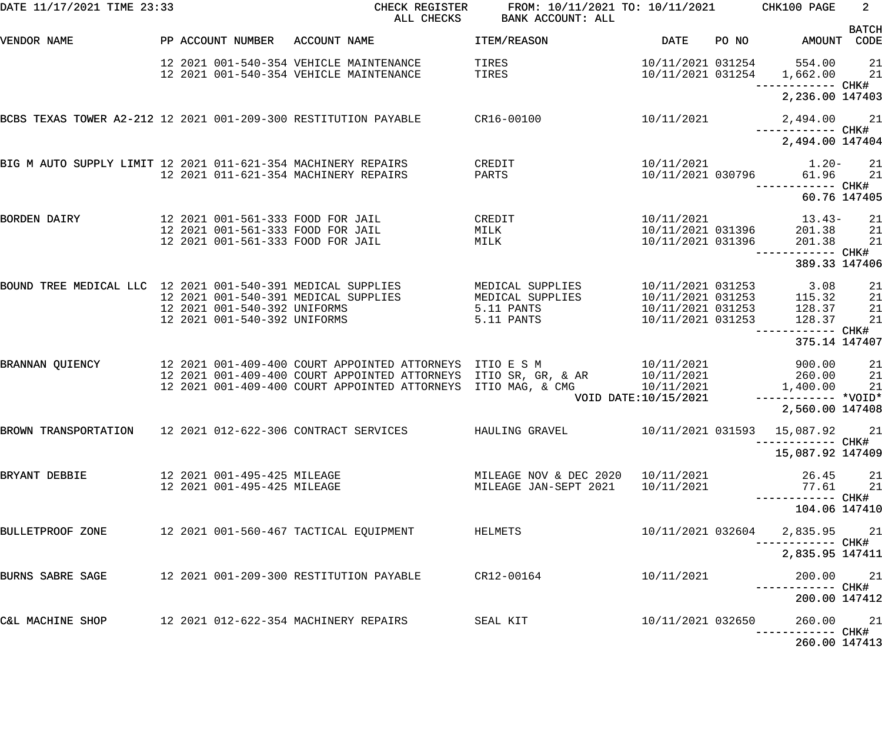DATE 11/17/2021 TIME 23:33 CHECK REGISTER FROM: 10/11/2021 TO: 10/11/2021 CHK100
ALL CHECKS BANK ACCOUNT: ALL

| VENDOR NAME | PP | ACCOUNT NUMBER | ACCOUNT NAME | ITEM/REASON | DATE | PO NO | AMOUNT | BATCH CODE |
|---|---|---|---|---|---|---|---|---|
| | 12 | 2021 001-540-354 | VEHICLE MAINTENANCE | TIRES | 10/11/2021 | 031254 | 554.00 | 21 |
| | 12 | 2021 001-540-354 | VEHICLE MAINTENANCE | TIRES | 10/11/2021 | 031254 | 1,662.00 | 21 |
| | | | | | | | 2,236.00 | CHK# 147403 |
| BCBS TEXAS TOWER A2-212 | 12 | 2021 001-209-300 | RESTITUTION PAYABLE | CR16-00100 | 10/11/2021 | | 2,494.00 | 21 |
| | | | | | | | 2,494.00 | CHK# 147404 |
| BIG M AUTO SUPPLY LIMIT | 12 | 2021 011-621-354 | MACHINERY REPAIRS | CREDIT | 10/11/2021 | | 1.20- | 21 |
| | 12 | 2021 011-621-354 | MACHINERY REPAIRS | PARTS | 10/11/2021 | 030796 | 61.96 | 21 |
| | | | | | | | 60.76 | CHK# 147405 |
| BORDEN DAIRY | 12 | 2021 001-561-333 | FOOD FOR JAIL | CREDIT | 10/11/2021 | | 13.43- | 21 |
| | 12 | 2021 001-561-333 | FOOD FOR JAIL | MILK | 10/11/2021 | 031396 | 201.38 | 21 |
| | 12 | 2021 001-561-333 | FOOD FOR JAIL | MILK | 10/11/2021 | 031396 | 201.38 | 21 |
| | | | | | | | 389.33 | CHK# 147406 |
| BOUND TREE MEDICAL LLC | 12 | 2021 001-540-391 | MEDICAL SUPPLIES | MEDICAL SUPPLIES | 10/11/2021 | 031253 | 3.08 | 21 |
| | 12 | 2021 001-540-391 | MEDICAL SUPPLIES | MEDICAL SUPPLIES | 10/11/2021 | 031253 | 115.32 | 21 |
| | 12 | 2021 001-540-392 | UNIFORMS | 5.11 PANTS | 10/11/2021 | 031253 | 128.37 | 21 |
| | 12 | 2021 001-540-392 | UNIFORMS | 5.11 PANTS | 10/11/2021 | 031253 | 128.37 | 21 |
| | | | | | | | 375.14 | CHK# 147407 |
| BRANNAN QUIENCY | 12 | 2021 001-409-400 | COURT APPOINTED ATTORNEYS | ITIO E S M | 10/11/2021 | | 900.00 | 21 |
| | 12 | 2021 001-409-400 | COURT APPOINTED ATTORNEYS | ITIO SR, GR, & AR | 10/11/2021 | | 260.00 | 21 |
| | 12 | 2021 001-409-400 | COURT APPOINTED ATTORNEYS | ITIO MAG, & CMG | 10/11/2021 | | 1,400.00 | 21 |
| | | | | VOID DATE:10/15/2021 | | | 2,560.00 | *VOID* 147408 |
| BROWN TRANSPORTATION | 12 | 2021 012-622-306 | CONTRACT SERVICES | HAULING GRAVEL | 10/11/2021 | 031593 | 15,087.92 | 21 |
| | | | | | | | 15,087.92 | CHK# 147409 |
| BRYANT DEBBIE | 12 | 2021 001-495-425 | MILEAGE | MILEAGE NOV & DEC 2020 | 10/11/2021 | | 26.45 | 21 |
| | 12 | 2021 001-495-425 | MILEAGE | MILEAGE JAN-SEPT 2021 | 10/11/2021 | | 77.61 | 21 |
| | | | | | | | 104.06 | CHK# 147410 |
| BULLETPROOF ZONE | 12 | 2021 001-560-467 | TACTICAL EQUIPMENT | HELMETS | 10/11/2021 | 032604 | 2,835.95 | 21 |
| | | | | | | | 2,835.95 | CHK# 147411 |
| BURNS SABRE SAGE | 12 | 2021 001-209-300 | RESTITUTION PAYABLE | CR12-00164 | 10/11/2021 | | 200.00 | 21 |
| | | | | | | | 200.00 | CHK# 147412 |
| C&L MACHINE SHOP | 12 | 2021 012-622-354 | MACHINERY REPAIRS | SEAL KIT | 10/11/2021 | 032650 | 260.00 | 21 |
| | | | | | | | 260.00 | CHK# 147413 |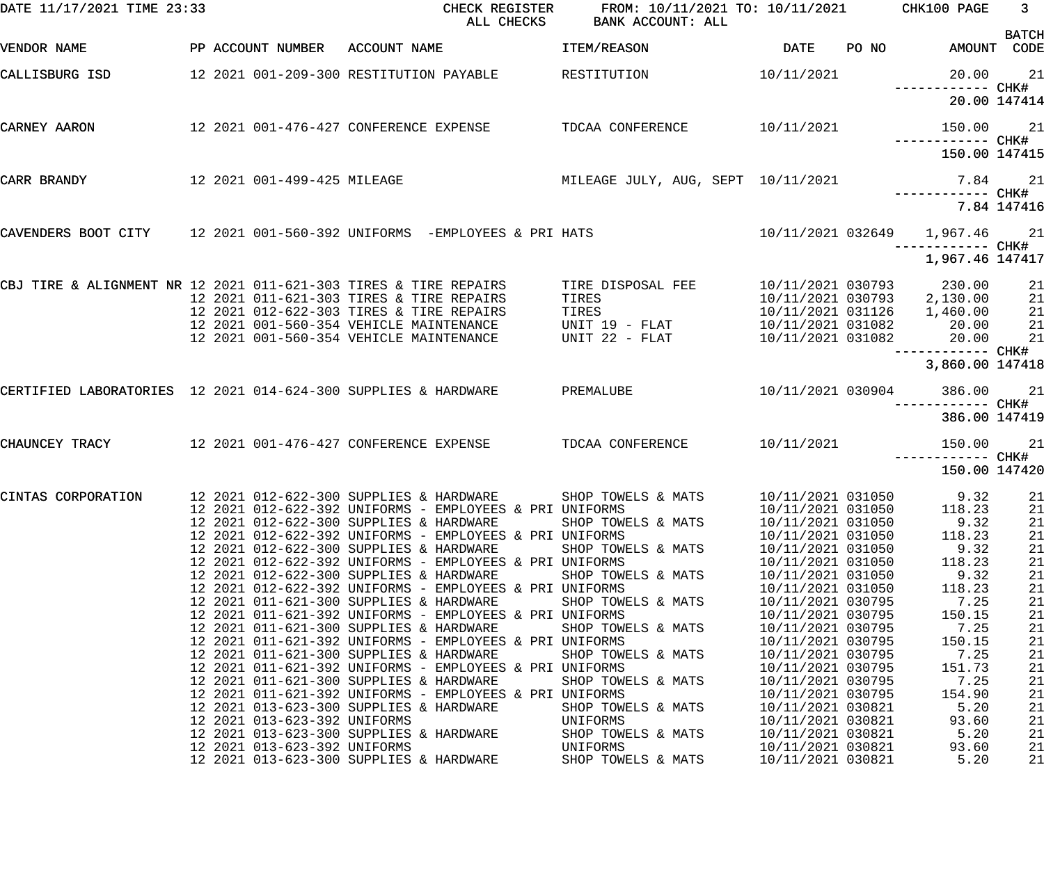CHECK REGISTER — ALL CHECKS
FROM: 10/11/2021 TO: 10/11/2021 — BANK ACCOUNT: ALL

DATE 11/17/2021 TIME 23:33 — CHK100

| VENDOR NAME | PP | ACCOUNT NUMBER | ACCOUNT NAME | ITEM/REASON | DATE | PO NO | AMOUNT | BATCH CODE |
|---|---|---|---|---|---|---|---|---|
| CALLISBURG ISD | 12 | 2021 001-209-300 | RESTITUTION PAYABLE | RESTITUTION | 10/11/2021 | | 20.00 | 21 |
| | | | | | | | 20.00 | CHK# 147414 |
| CARNEY AARON | 12 | 2021 001-476-427 | CONFERENCE EXPENSE | TDCAA CONFERENCE | 10/11/2021 | | 150.00 | 21 |
| | | | | | | | 150.00 | CHK# 147415 |
| CARR BRANDY | 12 | 2021 001-499-425 | MILEAGE | MILEAGE JULY, AUG, SEPT | 10/11/2021 | | 7.84 | 21 |
| | | | | | | | 7.84 | CHK# 147416 |
| CAVENDERS BOOT CITY | 12 | 2021 001-560-392 | UNIFORMS -EMPLOYEES & PRI | HATS | 10/11/2021 | 032649 | 1,967.46 | 21 |
| | | | | | | | 1,967.46 | CHK# 147417 |
| CBJ TIRE & ALIGNMENT NR | 12 | 2021 011-621-303 | TIRES & TIRE REPAIRS | TIRE DISPOSAL FEE | 10/11/2021 | 030793 | 230.00 | 21 |
| | 12 | 2021 011-621-303 | TIRES & TIRE REPAIRS | TIRES | 10/11/2021 | 030793 | 2,130.00 | 21 |
| | 12 | 2021 012-622-303 | TIRES & TIRE REPAIRS | TIRES | 10/11/2021 | 031126 | 1,460.00 | 21 |
| | 12 | 2021 001-560-354 | VEHICLE MAINTENANCE | UNIT 19 - FLAT | 10/11/2021 | 031082 | 20.00 | 21 |
| | 12 | 2021 001-560-354 | VEHICLE MAINTENANCE | UNIT 22 - FLAT | 10/11/2021 | 031082 | 20.00 | 21 |
| | | | | | | | 3,860.00 | CHK# 147418 |
| CERTIFIED LABORATORIES | 12 | 2021 014-624-300 | SUPPLIES & HARDWARE | PREMALUBE | 10/11/2021 | 030904 | 386.00 | 21 |
| | | | | | | | 386.00 | CHK# 147419 |
| CHAUNCEY TRACY | 12 | 2021 001-476-427 | CONFERENCE EXPENSE | TDCAA CONFERENCE | 10/11/2021 | | 150.00 | 21 |
| | | | | | | | 150.00 | CHK# 147420 |
| CINTAS CORPORATION | 12 | 2021 012-622-300 | SUPPLIES & HARDWARE | SHOP TOWELS & MATS | 10/11/2021 | 031050 | 9.32 | 21 |
| | 12 | 2021 012-622-392 | UNIFORMS - EMPLOYEES & PRI | UNIFORMS | 10/11/2021 | 031050 | 118.23 | 21 |
| | 12 | 2021 012-622-300 | SUPPLIES & HARDWARE | SHOP TOWELS & MATS | 10/11/2021 | 031050 | 9.32 | 21 |
| | 12 | 2021 012-622-392 | UNIFORMS - EMPLOYEES & PRI | UNIFORMS | 10/11/2021 | 031050 | 118.23 | 21 |
| | 12 | 2021 012-622-300 | SUPPLIES & HARDWARE | SHOP TOWELS & MATS | 10/11/2021 | 031050 | 9.32 | 21 |
| | 12 | 2021 012-622-392 | UNIFORMS - EMPLOYEES & PRI | UNIFORMS | 10/11/2021 | 031050 | 118.23 | 21 |
| | 12 | 2021 012-622-300 | SUPPLIES & HARDWARE | SHOP TOWELS & MATS | 10/11/2021 | 031050 | 9.32 | 21 |
| | 12 | 2021 012-622-392 | UNIFORMS - EMPLOYEES & PRI | UNIFORMS | 10/11/2021 | 031050 | 118.23 | 21 |
| | 12 | 2021 011-621-300 | SUPPLIES & HARDWARE | SHOP TOWELS & MATS | 10/11/2021 | 030795 | 7.25 | 21 |
| | 12 | 2021 011-621-392 | UNIFORMS - EMPLOYEES & PRI | UNIFORMS | 10/11/2021 | 030795 | 150.15 | 21 |
| | 12 | 2021 011-621-300 | SUPPLIES & HARDWARE | SHOP TOWELS & MATS | 10/11/2021 | 030795 | 7.25 | 21 |
| | 12 | 2021 011-621-392 | UNIFORMS - EMPLOYEES & PRI | UNIFORMS | 10/11/2021 | 030795 | 150.15 | 21 |
| | 12 | 2021 011-621-300 | SUPPLIES & HARDWARE | SHOP TOWELS & MATS | 10/11/2021 | 030795 | 7.25 | 21 |
| | 12 | 2021 011-621-392 | UNIFORMS - EMPLOYEES & PRI | UNIFORMS | 10/11/2021 | 030795 | 151.73 | 21 |
| | 12 | 2021 011-621-300 | SUPPLIES & HARDWARE | SHOP TOWELS & MATS | 10/11/2021 | 030795 | 7.25 | 21 |
| | 12 | 2021 011-621-392 | UNIFORMS - EMPLOYEES & PRI | UNIFORMS | 10/11/2021 | 030795 | 154.90 | 21 |
| | 12 | 2021 013-623-300 | SUPPLIES & HARDWARE | SHOP TOWELS & MATS | 10/11/2021 | 030821 | 5.20 | 21 |
| | 12 | 2021 013-623-392 | UNIFORMS | UNIFORMS | 10/11/2021 | 030821 | 93.60 | 21 |
| | 12 | 2021 013-623-300 | SUPPLIES & HARDWARE | SHOP TOWELS & MATS | 10/11/2021 | 030821 | 5.20 | 21 |
| | 12 | 2021 013-623-392 | UNIFORMS | UNIFORMS | 10/11/2021 | 030821 | 93.60 | 21 |
| | 12 | 2021 013-623-300 | SUPPLIES & HARDWARE | SHOP TOWELS & MATS | 10/11/2021 | 030821 | 5.20 | 21 |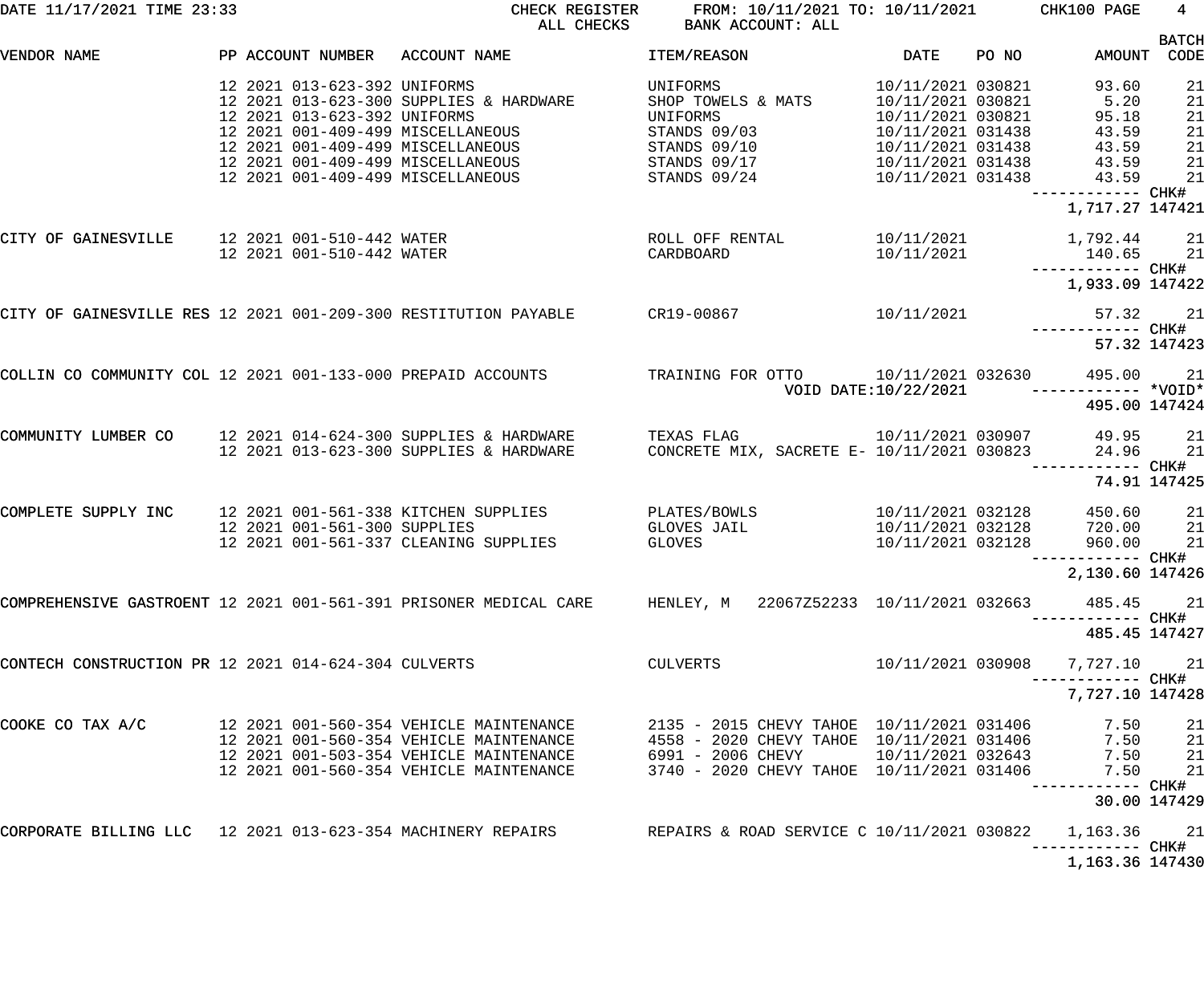| VENDOR NAME | PP | ACCOUNT NUMBER | ACCOUNT NAME | ITEM/REASON | DATE | PO NO | AMOUNT | BATCH CODE |
|---|---|---|---|---|---|---|---|---|
| | 12 2021 | 013-623-392 | UNIFORMS | UNIFORMS | 10/11/2021 | 030821 | 93.60 | 21 |
| | 12 2021 | 013-623-300 | SUPPLIES & HARDWARE | SHOP TOWELS & MATS | 10/11/2021 | 030821 | 5.20 | 21 |
| | 12 2021 | 013-623-392 | UNIFORMS | UNIFORMS | 10/11/2021 | 030821 | 95.18 | 21 |
| | 12 2021 | 001-409-499 | MISCELLANEOUS | STANDS 09/03 | 10/11/2021 | 031438 | 43.59 | 21 |
| | 12 2021 | 001-409-499 | MISCELLANEOUS | STANDS 09/10 | 10/11/2021 | 031438 | 43.59 | 21 |
| | 12 2021 | 001-409-499 | MISCELLANEOUS | STANDS 09/17 | 10/11/2021 | 031438 | 43.59 | 21 |
| | 12 2021 | 001-409-499 | MISCELLANEOUS | STANDS 09/24 | 10/11/2021 | 031438 | 43.59 | 21 |
| | | | | | | | ------------ | CHK# |
| | | | | | | | 1,717.27 | 147421 |
| CITY OF GAINESVILLE | 12 2021 | 001-510-442 | WATER | ROLL OFF RENTAL | 10/11/2021 | | 1,792.44 | 21 |
| | 12 2021 | 001-510-442 | WATER | CARDBOARD | 10/11/2021 | | 140.65 | 21 |
| | | | | | | | ------------ | CHK# |
| | | | | | | | 1,933.09 | 147422 |
| CITY OF GAINESVILLE RES | 12 2021 | 001-209-300 | RESTITUTION PAYABLE | CR19-00867 | 10/11/2021 | | 57.32 | 21 |
| | | | | | | | ------------ | CHK# |
| | | | | | | | 57.32 | 147423 |
| COLLIN CO COMMUNITY COL | 12 2021 | 001-133-000 | PREPAID ACCOUNTS | TRAINING FOR OTTO | 10/11/2021 | 032630 | 495.00 | 21 |
| | | | | VOID DATE:10/22/2021 | | | ------------ | *VOID* |
| | | | | | | | 495.00 | 147424 |
| COMMUNITY LUMBER CO | 12 2021 | 014-624-300 | SUPPLIES & HARDWARE | TEXAS FLAG | 10/11/2021 | 030907 | 49.95 | 21 |
| | 12 2021 | 013-623-300 | SUPPLIES & HARDWARE | CONCRETE MIX, SACRETE E- | 10/11/2021 | 030823 | 24.96 | 21 |
| | | | | | | | ------------ | CHK# |
| | | | | | | | 74.91 | 147425 |
| COMPLETE SUPPLY INC | 12 2021 | 001-561-338 | KITCHEN SUPPLIES | PLATES/BOWLS | 10/11/2021 | 032128 | 450.60 | 21 |
| | 12 2021 | 001-561-300 | SUPPLIES | GLOVES JAIL | 10/11/2021 | 032128 | 720.00 | 21 |
| | 12 2021 | 001-561-337 | CLEANING SUPPLIES | GLOVES | 10/11/2021 | 032128 | 960.00 | 21 |
| | | | | | | | ------------ | CHK# |
| | | | | | | | 2,130.60 | 147426 |
| COMPREHENSIVE GASTROENT | 12 2021 | 001-561-391 | PRISONER MEDICAL CARE | HENLEY, M 22067Z52233 | 10/11/2021 | 032663 | 485.45 | 21 |
| | | | | | | | ------------ | CHK# |
| | | | | | | | 485.45 | 147427 |
| CONTECH CONSTRUCTION PR | 12 2021 | 014-624-304 | CULVERTS | CULVERTS | 10/11/2021 | 030908 | 7,727.10 | 21 |
| | | | | | | | ------------ | CHK# |
| | | | | | | | 7,727.10 | 147428 |
| COOKE CO TAX A/C | 12 2021 | 001-560-354 | VEHICLE MAINTENANCE | 2135 - 2015 CHEVY TAHOE | 10/11/2021 | 031406 | 7.50 | 21 |
| | 12 2021 | 001-560-354 | VEHICLE MAINTENANCE | 4558 - 2020 CHEVY TAHOE | 10/11/2021 | 031406 | 7.50 | 21 |
| | 12 2021 | 001-503-354 | VEHICLE MAINTENANCE | 6991 - 2006 CHEVY | 10/11/2021 | 032643 | 7.50 | 21 |
| | 12 2021 | 001-560-354 | VEHICLE MAINTENANCE | 3740 - 2020 CHEVY TAHOE | 10/11/2021 | 031406 | 7.50 | 21 |
| | | | | | | | ------------ | CHK# |
| | | | | | | | 30.00 | 147429 |
| CORPORATE BILLING LLC | 12 2021 | 013-623-354 | MACHINERY REPAIRS | REPAIRS & ROAD SERVICE C | 10/11/2021 | 030822 | 1,163.36 | 21 |
| | | | | | | | ------------ | CHK# |
| | | | | | | | 1,163.36 | 147430 |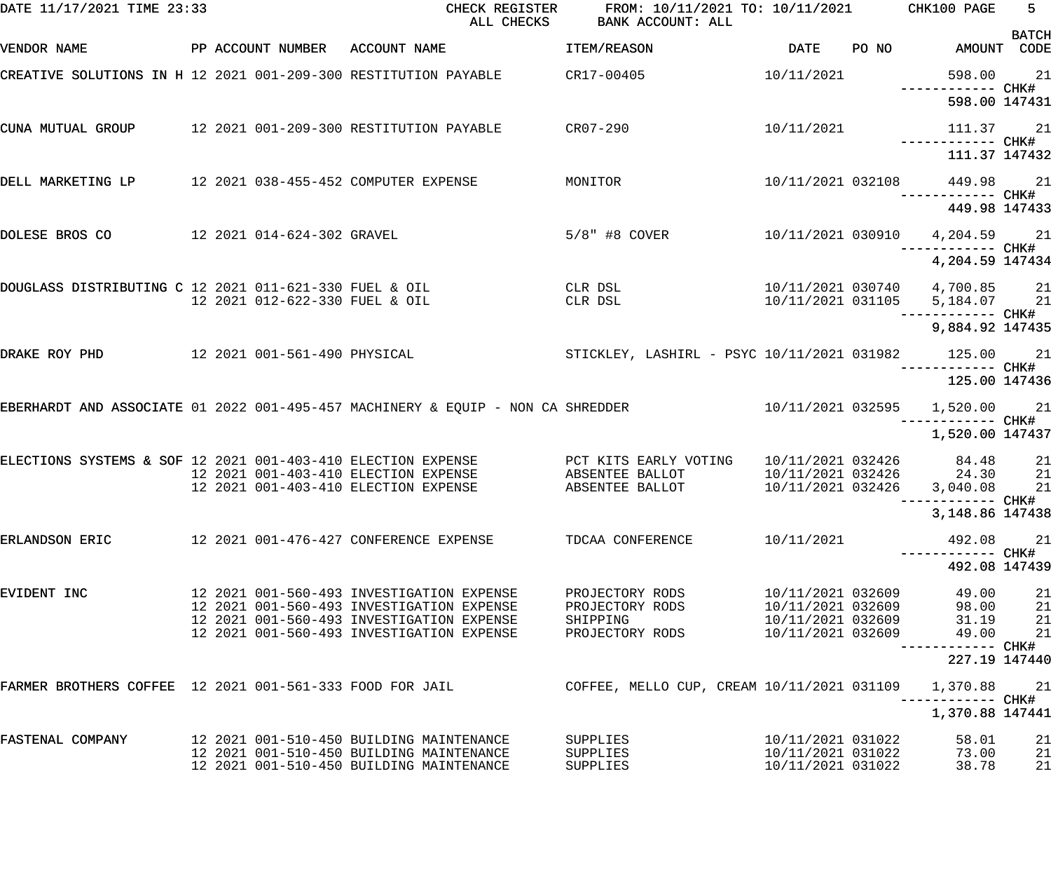DATE 11/17/2021 TIME 23:33 CHECK REGISTER ALL CHECKS FROM: 10/11/2021 TO: 10/11/2021 BANK ACCOUNT: ALL CHK100

| VENDOR NAME | PP | ACCOUNT NUMBER | ACCOUNT NAME | ITEM/REASON | DATE | PO NO | AMOUNT | BATCH CODE |
|---|---|---|---|---|---|---|---|---|
| CREATIVE SOLUTIONS IN H | 12 2021 | 001-209-300 | RESTITUTION PAYABLE | CR17-00405 | 10/11/2021 | | 598.00 | 21 |
| | | | | | | | 598.00 | CHK# 147431 |
| CUNA MUTUAL GROUP | 12 2021 | 001-209-300 | RESTITUTION PAYABLE | CR07-290 | 10/11/2021 | | 111.37 | 21 |
| | | | | | | | 111.37 | CHK# 147432 |
| DELL MARKETING LP | 12 2021 | 038-455-452 | COMPUTER EXPENSE | MONITOR | 10/11/2021 | 032108 | 449.98 | 21 |
| | | | | | | | 449.98 | CHK# 147433 |
| DOLESE BROS CO | 12 2021 | 014-624-302 | GRAVEL | 5/8" #8 COVER | 10/11/2021 | 030910 | 4,204.59 | 21 |
| | | | | | | | 4,204.59 | CHK# 147434 |
| DOUGLASS DISTRIBUTING C | 12 2021 | 011-621-330 | FUEL & OIL | CLR DSL | 10/11/2021 | 030740 | 4,700.85 | 21 |
| | 12 2021 | 012-622-330 | FUEL & OIL | CLR DSL | 10/11/2021 | 031105 | 5,184.07 | 21 |
| | | | | | | | 9,884.92 | CHK# 147435 |
| DRAKE ROY PHD | 12 2021 | 001-561-490 | PHYSICAL | STICKLEY, LASHIRL - PSYC | 10/11/2021 | 031982 | 125.00 | 21 |
| | | | | | | | 125.00 | CHK# 147436 |
| EBERHARDT AND ASSOCIATE | 01 2022 | 001-495-457 | MACHINERY & EQUIP - NON CA | SHREDDER | 10/11/2021 | 032595 | 1,520.00 | 21 |
| | | | | | | | 1,520.00 | CHK# 147437 |
| ELECTIONS SYSTEMS & SOF | 12 2021 | 001-403-410 | ELECTION EXPENSE | PCT KITS EARLY VOTING | 10/11/2021 | 032426 | 84.48 | 21 |
| | 12 2021 | 001-403-410 | ELECTION EXPENSE | ABSENTEE BALLOT | 10/11/2021 | 032426 | 24.30 | 21 |
| | 12 2021 | 001-403-410 | ELECTION EXPENSE | ABSENTEE BALLOT | 10/11/2021 | 032426 | 3,040.08 | 21 |
| | | | | | | | 3,148.86 | CHK# 147438 |
| ERLANDSON ERIC | 12 2021 | 001-476-427 | CONFERENCE EXPENSE | TDCAA CONFERENCE | 10/11/2021 | | 492.08 | 21 |
| | | | | | | | 492.08 | CHK# 147439 |
| EVIDENT INC | 12 2021 | 001-560-493 | INVESTIGATION EXPENSE | PROJECTORY RODS | 10/11/2021 | 032609 | 49.00 | 21 |
| | 12 2021 | 001-560-493 | INVESTIGATION EXPENSE | PROJECTORY RODS | 10/11/2021 | 032609 | 98.00 | 21 |
| | 12 2021 | 001-560-493 | INVESTIGATION EXPENSE | SHIPPING | 10/11/2021 | 032609 | 31.19 | 21 |
| | 12 2021 | 001-560-493 | INVESTIGATION EXPENSE | PROJECTORY RODS | 10/11/2021 | 032609 | 49.00 | 21 |
| | | | | | | | 227.19 | CHK# 147440 |
| FARMER BROTHERS COFFEE | 12 2021 | 001-561-333 | FOOD FOR JAIL | COFFEE, MELLO CUP, CREAM | 10/11/2021 | 031109 | 1,370.88 | 21 |
| | | | | | | | 1,370.88 | CHK# 147441 |
| FASTENAL COMPANY | 12 2021 | 001-510-450 | BUILDING MAINTENANCE | SUPPLIES | 10/11/2021 | 031022 | 58.01 | 21 |
| | 12 2021 | 001-510-450 | BUILDING MAINTENANCE | SUPPLIES | 10/11/2021 | 031022 | 73.00 | 21 |
| | 12 2021 | 001-510-450 | BUILDING MAINTENANCE | SUPPLIES | 10/11/2021 | 031022 | 38.78 | 21 |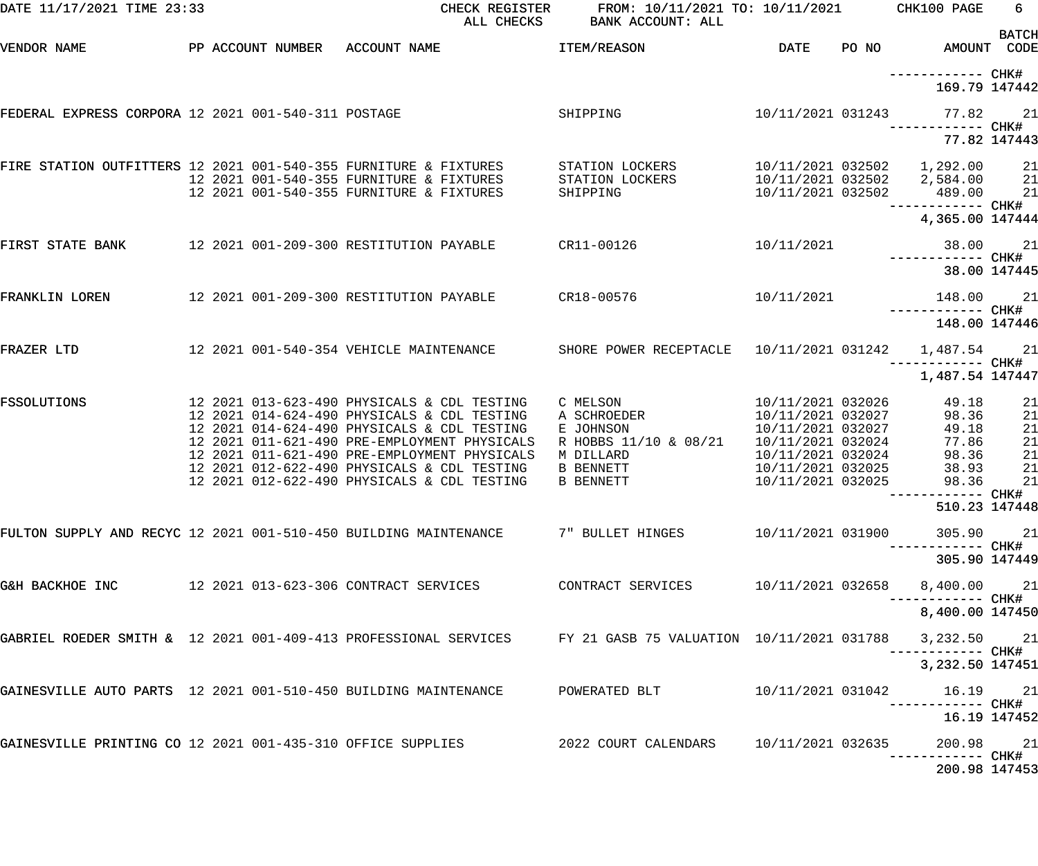DATE 11/17/2021 TIME 23:33 CHECK REGISTER ALL CHECKS FROM: 10/11/2021 TO: 10/11/2021 BANK ACCOUNT: ALL CHK100

| VENDOR NAME | PP | ACCOUNT NUMBER | ACCOUNT NAME | ITEM/REASON | DATE | PO NO | AMOUNT | BATCH CODE |
|---|---|---|---|---|---|---|---|---|
| | | | | | | | ------------ CHK# | |
| | | | | | | | 169.79 | 147442 |
| FEDERAL EXPRESS CORPORA | 12 | 2021 001-540-311 | POSTAGE | SHIPPING | 10/11/2021 | 031243 | 77.82 | 21 |
| | | | | | | | ------------ CHK# | |
| | | | | | | | 77.82 | 147443 |
| FIRE STATION OUTFITTERS | 12 | 2021 001-540-355 | FURNITURE & FIXTURES | STATION LOCKERS | 10/11/2021 | 032502 | 1,292.00 | 21 |
| | 12 | 2021 001-540-355 | FURNITURE & FIXTURES | STATION LOCKERS | 10/11/2021 | 032502 | 2,584.00 | 21 |
| | 12 | 2021 001-540-355 | FURNITURE & FIXTURES | SHIPPING | 10/11/2021 | 032502 | 489.00 | 21 |
| | | | | | | | ------------ CHK# | |
| | | | | | | | 4,365.00 | 147444 |
| FIRST STATE BANK | 12 | 2021 001-209-300 | RESTITUTION PAYABLE | CR11-00126 | 10/11/2021 | | 38.00 | 21 |
| | | | | | | | ------------ CHK# | |
| | | | | | | | 38.00 | 147445 |
| FRANKLIN LOREN | 12 | 2021 001-209-300 | RESTITUTION PAYABLE | CR18-00576 | 10/11/2021 | | 148.00 | 21 |
| | | | | | | | ------------ CHK# | |
| | | | | | | | 148.00 | 147446 |
| FRAZER LTD | 12 | 2021 001-540-354 | VEHICLE MAINTENANCE | SHORE POWER RECEPTACLE | 10/11/2021 | 031242 | 1,487.54 | 21 |
| | | | | | | | ------------ CHK# | |
| | | | | | | | 1,487.54 | 147447 |
| FSSOLUTIONS | 12 | 2021 013-623-490 | PHYSICALS & CDL TESTING | C MELSON | 10/11/2021 | 032026 | 49.18 | 21 |
| | 12 | 2021 014-624-490 | PHYSICALS & CDL TESTING | A SCHROEDER | 10/11/2021 | 032027 | 98.36 | 21 |
| | 12 | 2021 014-624-490 | PHYSICALS & CDL TESTING | E JOHNSON | 10/11/2021 | 032027 | 49.18 | 21 |
| | 12 | 2021 011-621-490 | PRE-EMPLOYMENT PHYSICALS | R HOBBS 11/10 & 08/21 | 10/11/2021 | 032024 | 77.86 | 21 |
| | 12 | 2021 011-621-490 | PRE-EMPLOYMENT PHYSICALS | M DILLARD | 10/11/2021 | 032024 | 98.36 | 21 |
| | 12 | 2021 012-622-490 | PHYSICALS & CDL TESTING | B BENNETT | 10/11/2021 | 032025 | 38.93 | 21 |
| | 12 | 2021 012-622-490 | PHYSICALS & CDL TESTING | B BENNETT | 10/11/2021 | 032025 | 98.36 | 21 |
| | | | | | | | ------------ CHK# | |
| | | | | | | | 510.23 | 147448 |
| FULTON SUPPLY AND RECYC | 12 | 2021 001-510-450 | BUILDING MAINTENANCE | 7" BULLET HINGES | 10/11/2021 | 031900 | 305.90 | 21 |
| | | | | | | | ------------ CHK# | |
| | | | | | | | 305.90 | 147449 |
| G&H BACKHOE INC | 12 | 2021 013-623-306 | CONTRACT SERVICES | CONTRACT SERVICES | 10/11/2021 | 032658 | 8,400.00 | 21 |
| | | | | | | | ------------ CHK# | |
| | | | | | | | 8,400.00 | 147450 |
| GABRIEL ROEDER SMITH & | 12 | 2021 001-409-413 | PROFESSIONAL SERVICES | FY 21 GASB 75 VALUATION | 10/11/2021 | 031788 | 3,232.50 | 21 |
| | | | | | | | ------------ CHK# | |
| | | | | | | | 3,232.50 | 147451 |
| GAINESVILLE AUTO PARTS | 12 | 2021 001-510-450 | BUILDING MAINTENANCE | POWERATED BLT | 10/11/2021 | 031042 | 16.19 | 21 |
| | | | | | | | ------------ CHK# | |
| | | | | | | | 16.19 | 147452 |
| GAINESVILLE PRINTING CO | 12 | 2021 001-435-310 | OFFICE SUPPLIES | 2022 COURT CALENDARS | 10/11/2021 | 032635 | 200.98 | 21 |
| | | | | | | | ------------ CHK# | |
| | | | | | | | 200.98 | 147453 |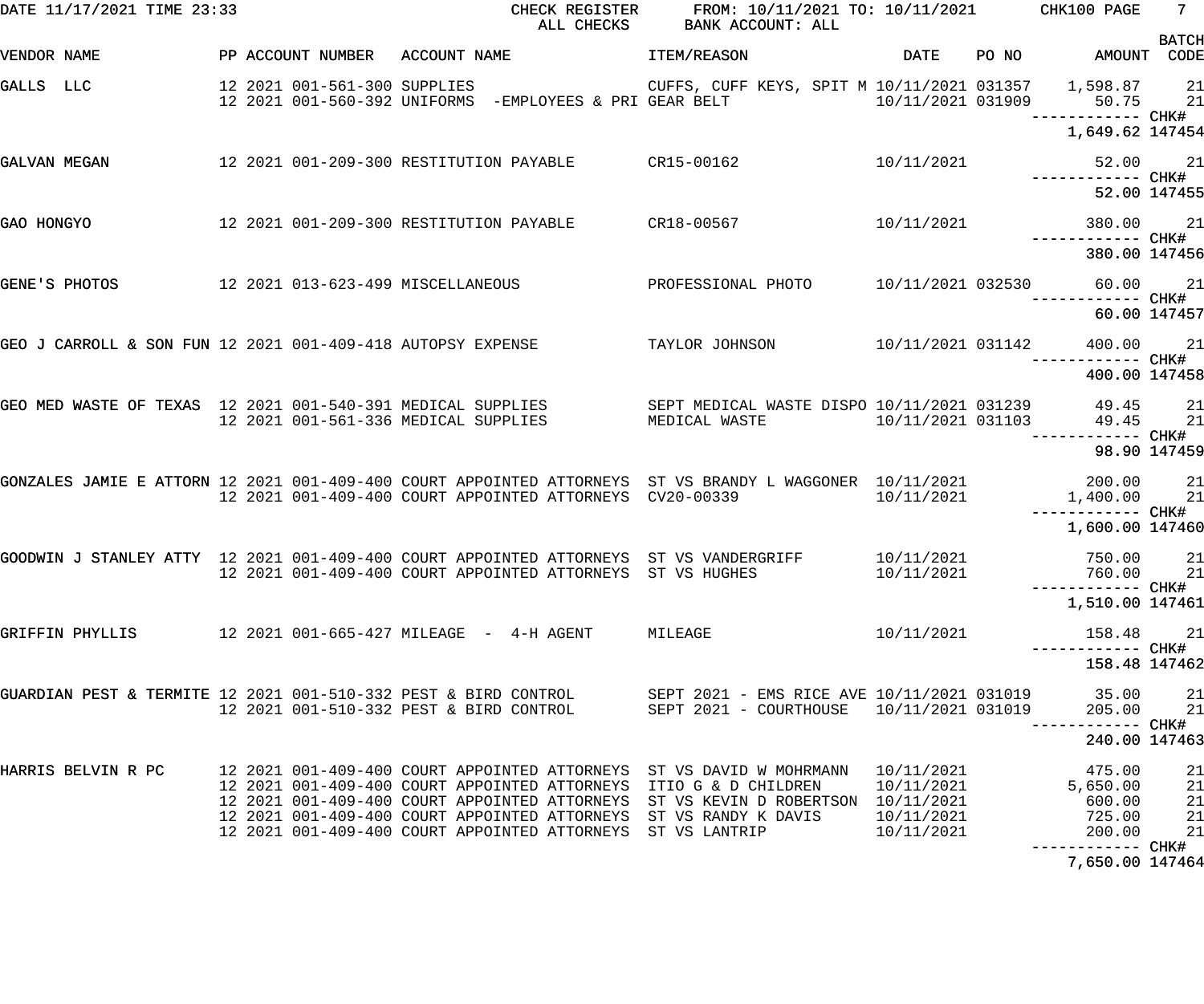DATE 11/17/2021 TIME 23:33 — CHECK REGISTER — ALL CHECKS — FROM: 10/11/2021 TO: 10/11/2021 — BANK ACCOUNT: ALL — CHK100

| VENDOR NAME | PP | ACCOUNT NUMBER | ACCOUNT NAME | ITEM/REASON | DATE | PO NO | AMOUNT | BATCH CODE |
|---|---|---|---|---|---|---|---|---|
| GALLS LLC | 12 2021 | 001-561-300 | SUPPLIES | CUFFS, CUFF KEYS, SPIT M | 10/11/2021 | 031357 | 1,598.87 | 21 |
| | 12 2021 | 001-560-392 | UNIFORMS -EMPLOYEES & PRI | GEAR BELT | 10/11/2021 | 031909 | 50.75 | 21 |
| | | | | | | | 1,649.62 | CHK# 147454 |
| GALVAN MEGAN | 12 2021 | 001-209-300 | RESTITUTION PAYABLE | CR15-00162 | 10/11/2021 | | 52.00 | 21 |
| | | | | | | | 52.00 | CHK# 147455 |
| GAO HONGYO | 12 2021 | 001-209-300 | RESTITUTION PAYABLE | CR18-00567 | 10/11/2021 | | 380.00 | 21 |
| | | | | | | | 380.00 | CHK# 147456 |
| GENE'S PHOTOS | 12 2021 | 013-623-499 | MISCELLANEOUS | PROFESSIONAL PHOTO | 10/11/2021 | 032530 | 60.00 | 21 |
| | | | | | | | 60.00 | CHK# 147457 |
| GEO J CARROLL & SON FUN | 12 2021 | 001-409-418 | AUTOPSY EXPENSE | TAYLOR JOHNSON | 10/11/2021 | 031142 | 400.00 | 21 |
| | | | | | | | 400.00 | CHK# 147458 |
| GEO MED WASTE OF TEXAS | 12 2021 | 001-540-391 | MEDICAL SUPPLIES | SEPT MEDICAL WASTE DISPO | 10/11/2021 | 031239 | 49.45 | 21 |
| | 12 2021 | 001-561-336 | MEDICAL SUPPLIES | MEDICAL WASTE | 10/11/2021 | 031103 | 49.45 | 21 |
| | | | | | | | 98.90 | CHK# 147459 |
| GONZALES JAMIE E ATTORN | 12 2021 | 001-409-400 | COURT APPOINTED ATTORNEYS | ST VS BRANDY L WAGGONER | 10/11/2021 | | 200.00 | 21 |
| | 12 2021 | 001-409-400 | COURT APPOINTED ATTORNEYS | CV20-00339 | 10/11/2021 | | 1,400.00 | 21 |
| | | | | | | | 1,600.00 | CHK# 147460 |
| GOODWIN J STANLEY ATTY | 12 2021 | 001-409-400 | COURT APPOINTED ATTORNEYS | ST VS VANDERGRIFF | 10/11/2021 | | 750.00 | 21 |
| | 12 2021 | 001-409-400 | COURT APPOINTED ATTORNEYS | ST VS HUGHES | 10/11/2021 | | 760.00 | 21 |
| | | | | | | | 1,510.00 | CHK# 147461 |
| GRIFFIN PHYLLIS | 12 2021 | 001-665-427 | MILEAGE - 4-H AGENT | MILEAGE | 10/11/2021 | | 158.48 | 21 |
| | | | | | | | 158.48 | CHK# 147462 |
| GUARDIAN PEST & TERMITE | 12 2021 | 001-510-332 | PEST & BIRD CONTROL | SEPT 2021 - EMS RICE AVE | 10/11/2021 | 031019 | 35.00 | 21 |
| | 12 2021 | 001-510-332 | PEST & BIRD CONTROL | SEPT 2021 - COURTHOUSE | 10/11/2021 | 031019 | 205.00 | 21 |
| | | | | | | | 240.00 | CHK# 147463 |
| HARRIS BELVIN R PC | 12 2021 | 001-409-400 | COURT APPOINTED ATTORNEYS | ST VS DAVID W MOHRMANN | 10/11/2021 | | 475.00 | 21 |
| | 12 2021 | 001-409-400 | COURT APPOINTED ATTORNEYS | ITIO G & D CHILDREN | 10/11/2021 | | 5,650.00 | 21 |
| | 12 2021 | 001-409-400 | COURT APPOINTED ATTORNEYS | ST VS KEVIN D ROBERTSON | 10/11/2021 | | 600.00 | 21 |
| | 12 2021 | 001-409-400 | COURT APPOINTED ATTORNEYS | ST VS RANDY K DAVIS | 10/11/2021 | | 725.00 | 21 |
| | 12 2021 | 001-409-400 | COURT APPOINTED ATTORNEYS | ST VS LANTRIP | 10/11/2021 | | 200.00 | 21 |
| | | | | | | | 7,650.00 | CHK# 147464 |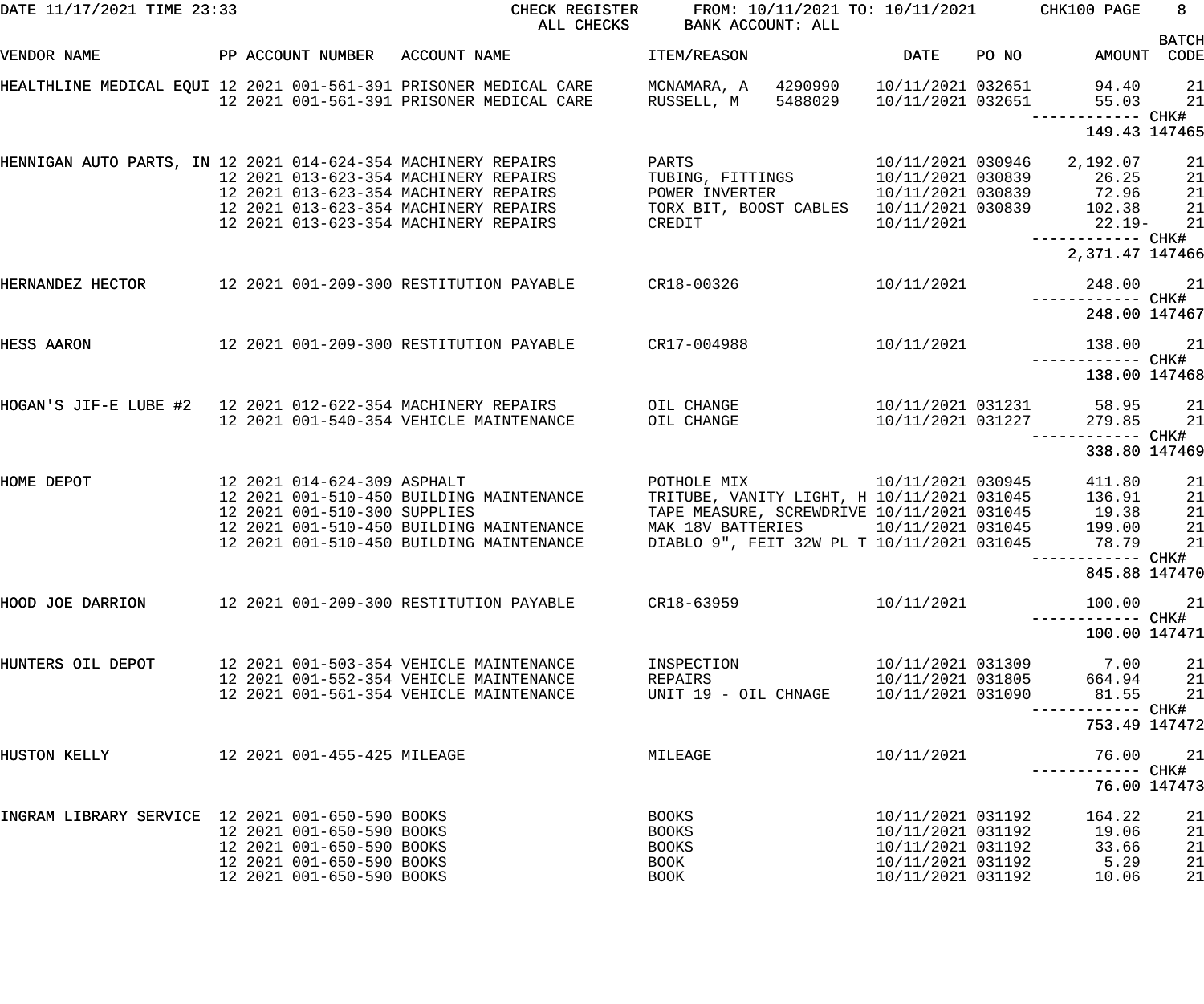DATE 11/17/2021 TIME 23:33 CHECK REGISTER ALL CHECKS FROM: 10/11/2021 TO: 10/11/2021 BANK ACCOUNT: ALL CHK100 PAGE 8

| VENDOR NAME | PP | ACCOUNT NUMBER | ACCOUNT NAME | ITEM/REASON | DATE | PO NO | AMOUNT | BATCH CODE |
|---|---|---|---|---|---|---|---|---|
| HEALTHLINE MEDICAL EQUI | 12 2021 | 001-561-391 | PRISONER MEDICAL CARE | MCNAMARA, A 4290990 | 10/11/2021 | 032651 | 94.40 | 21 |
| | 12 2021 | 001-561-391 | PRISONER MEDICAL CARE | RUSSELL, M 5488029 | 10/11/2021 | 032651 | 55.03 | 21 |
| | | | | | | | 149.43 | CHK# 147465 |
| HENNIGAN AUTO PARTS, IN | 12 2021 | 014-624-354 | MACHINERY REPAIRS | PARTS | 10/11/2021 | 030946 | 2,192.07 | 21 |
| | 12 2021 | 013-623-354 | MACHINERY REPAIRS | TUBING, FITTINGS | 10/11/2021 | 030839 | 26.25 | 21 |
| | 12 2021 | 013-623-354 | MACHINERY REPAIRS | POWER INVERTER | 10/11/2021 | 030839 | 72.96 | 21 |
| | 12 2021 | 013-623-354 | MACHINERY REPAIRS | TORX BIT, BOOST CABLES | 10/11/2021 | 030839 | 102.38 | 21 |
| | 12 2021 | 013-623-354 | MACHINERY REPAIRS | CREDIT | 10/11/2021 | | 22.19- | 21 |
| | | | | | | | 2,371.47 | CHK# 147466 |
| HERNANDEZ HECTOR | 12 2021 | 001-209-300 | RESTITUTION PAYABLE | CR18-00326 | 10/11/2021 | | 248.00 | 21 |
| | | | | | | | 248.00 | CHK# 147467 |
| HESS AARON | 12 2021 | 001-209-300 | RESTITUTION PAYABLE | CR17-004988 | 10/11/2021 | | 138.00 | 21 |
| | | | | | | | 138.00 | CHK# 147468 |
| HOGAN'S JIF-E LUBE #2 | 12 2021 | 012-622-354 | MACHINERY REPAIRS | OIL CHANGE | 10/11/2021 | 031231 | 58.95 | 21 |
| | 12 2021 | 001-540-354 | VEHICLE MAINTENANCE | OIL CHANGE | 10/11/2021 | 031227 | 279.85 | 21 |
| | | | | | | | 338.80 | CHK# 147469 |
| HOME DEPOT | 12 2021 | 014-624-309 | ASPHALT | POTHOLE MIX | 10/11/2021 | 030945 | 411.80 | 21 |
| | 12 2021 | 001-510-450 | BUILDING MAINTENANCE | TRITUBE, VANITY LIGHT, H | 10/11/2021 | 031045 | 136.91 | 21 |
| | 12 2021 | 001-510-300 | SUPPLIES | TAPE MEASURE, SCREWDRIVE | 10/11/2021 | 031045 | 19.38 | 21 |
| | 12 2021 | 001-510-450 | BUILDING MAINTENANCE | MAK 18V BATTERIES | 10/11/2021 | 031045 | 199.00 | 21 |
| | 12 2021 | 001-510-450 | BUILDING MAINTENANCE | DIABLO 9", FEIT 32W PL T | 10/11/2021 | 031045 | 78.79 | 21 |
| | | | | | | | 845.88 | CHK# 147470 |
| HOOD JOE DARRION | 12 2021 | 001-209-300 | RESTITUTION PAYABLE | CR18-63959 | 10/11/2021 | | 100.00 | 21 |
| | | | | | | | 100.00 | CHK# 147471 |
| HUNTERS OIL DEPOT | 12 2021 | 001-503-354 | VEHICLE MAINTENANCE | INSPECTION | 10/11/2021 | 031309 | 7.00 | 21 |
| | 12 2021 | 001-552-354 | VEHICLE MAINTENANCE | REPAIRS | 10/11/2021 | 031805 | 664.94 | 21 |
| | 12 2021 | 001-561-354 | VEHICLE MAINTENANCE | UNIT 19 - OIL CHNAGE | 10/11/2021 | 031090 | 81.55 | 21 |
| | | | | | | | 753.49 | CHK# 147472 |
| HUSTON KELLY | 12 2021 | 001-455-425 | MILEAGE | MILEAGE | 10/11/2021 | | 76.00 | 21 |
| | | | | | | | 76.00 | CHK# 147473 |
| INGRAM LIBRARY SERVICE | 12 2021 | 001-650-590 | BOOKS | BOOKS | 10/11/2021 | 031192 | 164.22 | 21 |
| | 12 2021 | 001-650-590 | BOOKS | BOOKS | 10/11/2021 | 031192 | 19.06 | 21 |
| | 12 2021 | 001-650-590 | BOOKS | BOOKS | 10/11/2021 | 031192 | 33.66 | 21 |
| | 12 2021 | 001-650-590 | BOOKS | BOOK | 10/11/2021 | 031192 | 5.29 | 21 |
| | 12 2021 | 001-650-590 | BOOKS | BOOK | 10/11/2021 | 031192 | 10.06 | 21 |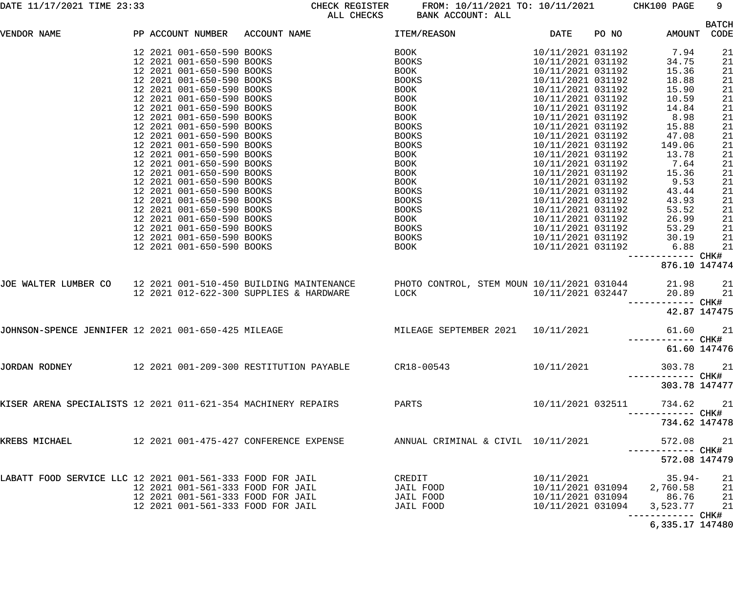DATE 11/17/2021 TIME 23:33 CHECK REGISTER FROM: 10/11/2021 TO: 10/11/2021 CHK100 PAGE 9
ALL CHECKS BANK ACCOUNT: ALL

| VENDOR NAME | PP | ACCOUNT NUMBER | ACCOUNT NAME | ITEM/REASON | DATE | PO NO | AMOUNT | BATCH CODE |
|---|---|---|---|---|---|---|---|---|
| | 12 | 2021 001-650-590 | BOOKS | BOOK | 10/11/2021 | 031192 | 7.94 | 21 |
| | 12 | 2021 001-650-590 | BOOKS | BOOKS | 10/11/2021 | 031192 | 34.75 | 21 |
| | 12 | 2021 001-650-590 | BOOKS | BOOK | 10/11/2021 | 031192 | 15.36 | 21 |
| | 12 | 2021 001-650-590 | BOOKS | BOOKS | 10/11/2021 | 031192 | 18.88 | 21 |
| | 12 | 2021 001-650-590 | BOOKS | BOOK | 10/11/2021 | 031192 | 15.90 | 21 |
| | 12 | 2021 001-650-590 | BOOKS | BOOK | 10/11/2021 | 031192 | 10.59 | 21 |
| | 12 | 2021 001-650-590 | BOOKS | BOOK | 10/11/2021 | 031192 | 14.84 | 21 |
| | 12 | 2021 001-650-590 | BOOKS | BOOK | 10/11/2021 | 031192 | 8.98 | 21 |
| | 12 | 2021 001-650-590 | BOOKS | BOOKS | 10/11/2021 | 031192 | 15.88 | 21 |
| | 12 | 2021 001-650-590 | BOOKS | BOOKS | 10/11/2021 | 031192 | 47.08 | 21 |
| | 12 | 2021 001-650-590 | BOOKS | BOOKS | 10/11/2021 | 031192 | 149.06 | 21 |
| | 12 | 2021 001-650-590 | BOOKS | BOOK | 10/11/2021 | 031192 | 13.78 | 21 |
| | 12 | 2021 001-650-590 | BOOKS | BOOK | 10/11/2021 | 031192 | 7.64 | 21 |
| | 12 | 2021 001-650-590 | BOOKS | BOOK | 10/11/2021 | 031192 | 15.36 | 21 |
| | 12 | 2021 001-650-590 | BOOKS | BOOK | 10/11/2021 | 031192 | 9.53 | 21 |
| | 12 | 2021 001-650-590 | BOOKS | BOOKS | 10/11/2021 | 031192 | 43.44 | 21 |
| | 12 | 2021 001-650-590 | BOOKS | BOOKS | 10/11/2021 | 031192 | 43.93 | 21 |
| | 12 | 2021 001-650-590 | BOOKS | BOOKS | 10/11/2021 | 031192 | 53.52 | 21 |
| | 12 | 2021 001-650-590 | BOOKS | BOOK | 10/11/2021 | 031192 | 26.99 | 21 |
| | 12 | 2021 001-650-590 | BOOKS | BOOKS | 10/11/2021 | 031192 | 53.29 | 21 |
| | 12 | 2021 001-650-590 | BOOKS | BOOKS | 10/11/2021 | 031192 | 30.19 | 21 |
| | 12 | 2021 001-650-590 | BOOKS | BOOK | 10/11/2021 | 031192 | 6.88 | 21 |
| | | | | | | | 876.10 | CHK# 147474 |
| JOE WALTER LUMBER CO | 12 | 2021 001-510-450 | BUILDING MAINTENANCE | PHOTO CONTROL, STEM MOUN | 10/11/2021 | 031044 | 21.98 | 21 |
| | 12 | 2021 012-622-300 | SUPPLIES & HARDWARE | LOCK | 10/11/2021 | 032447 | 20.89 | 21 |
| | | | | | | | 42.87 | CHK# 147475 |
| JOHNSON-SPENCE JENNIFER | 12 | 2021 001-650-425 | MILEAGE | MILEAGE SEPTEMBER 2021 | 10/11/2021 | | 61.60 | 21 |
| | | | | | | | 61.60 | CHK# 147476 |
| JORDAN RODNEY | 12 | 2021 001-209-300 | RESTITUTION PAYABLE | CR18-00543 | 10/11/2021 | | 303.78 | 21 |
| | | | | | | | 303.78 | CHK# 147477 |
| KISER ARENA SPECIALISTS | 12 | 2021 011-621-354 | MACHINERY REPAIRS | PARTS | 10/11/2021 | 032511 | 734.62 | 21 |
| | | | | | | | 734.62 | CHK# 147478 |
| KREBS MICHAEL | 12 | 2021 001-475-427 | CONFERENCE EXPENSE | ANNUAL CRIMINAL & CIVIL | 10/11/2021 | | 572.08 | 21 |
| | | | | | | | 572.08 | CHK# 147479 |
| LABATT FOOD SERVICE LLC | 12 | 2021 001-561-333 | FOOD FOR JAIL | CREDIT | 10/11/2021 | | 35.94- | 21 |
| | 12 | 2021 001-561-333 | FOOD FOR JAIL | JAIL FOOD | 10/11/2021 | 031094 | 2,760.58 | 21 |
| | 12 | 2021 001-561-333 | FOOD FOR JAIL | JAIL FOOD | 10/11/2021 | 031094 | 86.76 | 21 |
| | 12 | 2021 001-561-333 | FOOD FOR JAIL | JAIL FOOD | 10/11/2021 | 031094 | 3,523.77 | 21 |
| | | | | | | | 6,335.17 | CHK# 147480 |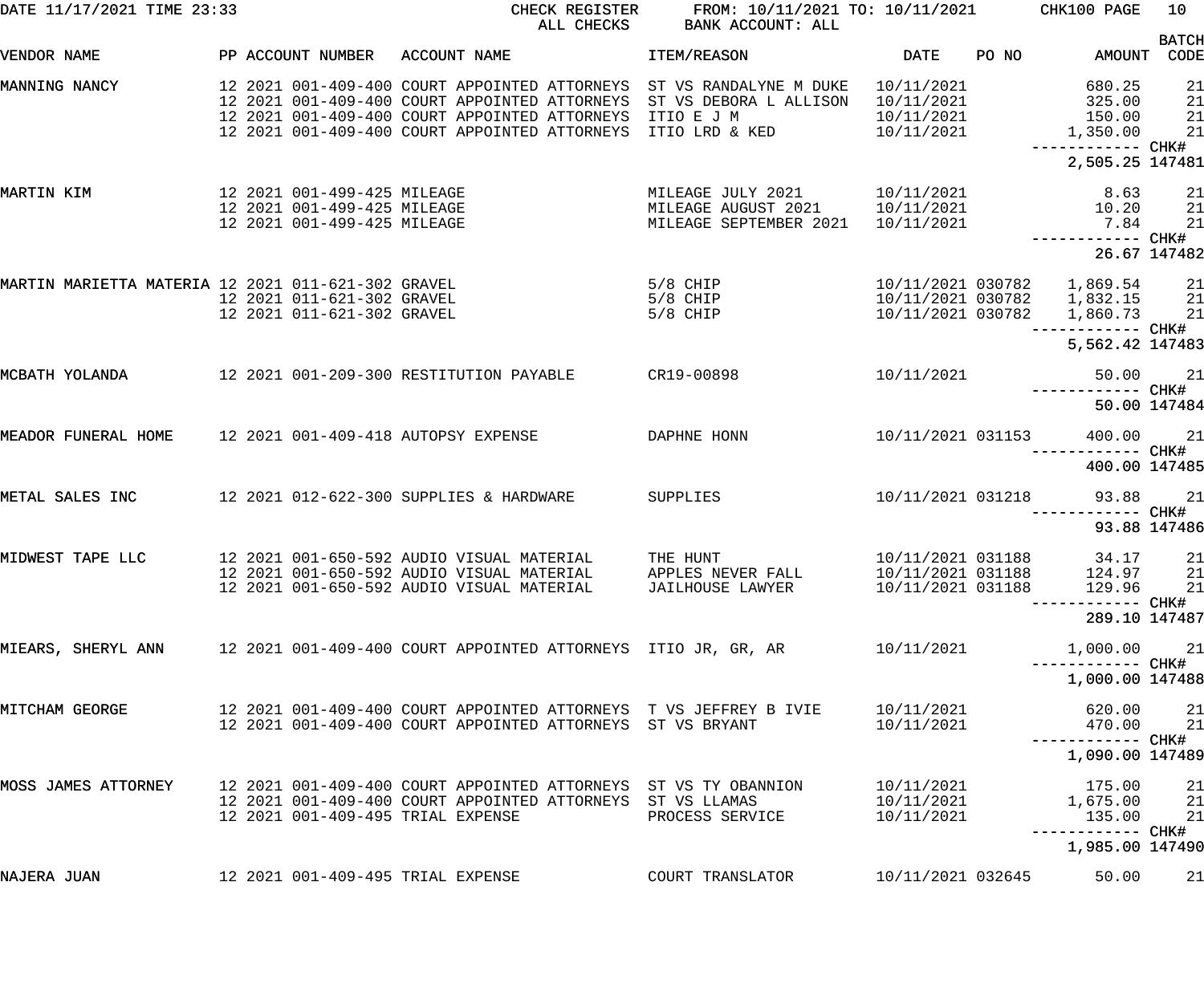DATE 11/17/2021 TIME 23:33 — CHECK REGISTER — ALL CHECKS — FROM: 10/11/2021 TO: 10/11/2021 — BANK ACCOUNT: ALL — CHK100 PAGE 10

| VENDOR NAME | PP | ACCOUNT NUMBER | ACCOUNT NAME | ITEM/REASON | DATE | PO NO | AMOUNT | BATCH CODE |
|---|---|---|---|---|---|---|---|---|
| MANNING NANCY | 12 2021 | 001-409-400 | COURT APPOINTED ATTORNEYS | ST VS RANDALYNE M DUKE | 10/11/2021 | | 680.25 | 21 |
| | 12 2021 | 001-409-400 | COURT APPOINTED ATTORNEYS | ST VS DEBORA L ALLISON | 10/11/2021 | | 325.00 | 21 |
| | 12 2021 | 001-409-400 | COURT APPOINTED ATTORNEYS | ITIO E J M | 10/11/2021 | | 150.00 | 21 |
| | 12 2021 | 001-409-400 | COURT APPOINTED ATTORNEYS | ITIO LRD & KED | 10/11/2021 | | 1,350.00 | 21 |
| | | | | | | | 2,505.25 | CHK# 147481 |
| MARTIN KIM | 12 2021 | 001-499-425 | MILEAGE | MILEAGE JULY 2021 | 10/11/2021 | | 8.63 | 21 |
| | 12 2021 | 001-499-425 | MILEAGE | MILEAGE AUGUST 2021 | 10/11/2021 | | 10.20 | 21 |
| | 12 2021 | 001-499-425 | MILEAGE | MILEAGE SEPTEMBER 2021 | 10/11/2021 | | 7.84 | 21 |
| | | | | | | | 26.67 | CHK# 147482 |
| MARTIN MARIETTA MATERIA | 12 2021 | 011-621-302 | GRAVEL | 5/8 CHIP | 10/11/2021 | 030782 | 1,869.54 | 21 |
| | 12 2021 | 011-621-302 | GRAVEL | 5/8 CHIP | 10/11/2021 | 030782 | 1,832.15 | 21 |
| | 12 2021 | 011-621-302 | GRAVEL | 5/8 CHIP | 10/11/2021 | 030782 | 1,860.73 | 21 |
| | | | | | | | 5,562.42 | CHK# 147483 |
| MCBATH YOLANDA | 12 2021 | 001-209-300 | RESTITUTION PAYABLE | CR19-00898 | 10/11/2021 | | 50.00 | 21 |
| | | | | | | | 50.00 | CHK# 147484 |
| MEADOR FUNERAL HOME | 12 2021 | 001-409-418 | AUTOPSY EXPENSE | DAPHNE HONN | 10/11/2021 | 031153 | 400.00 | 21 |
| | | | | | | | 400.00 | CHK# 147485 |
| METAL SALES INC | 12 2021 | 012-622-300 | SUPPLIES & HARDWARE | SUPPLIES | 10/11/2021 | 031218 | 93.88 | 21 |
| | | | | | | | 93.88 | CHK# 147486 |
| MIDWEST TAPE LLC | 12 2021 | 001-650-592 | AUDIO VISUAL MATERIAL | THE HUNT | 10/11/2021 | 031188 | 34.17 | 21 |
| | 12 2021 | 001-650-592 | AUDIO VISUAL MATERIAL | APPLES NEVER FALL | 10/11/2021 | 031188 | 124.97 | 21 |
| | 12 2021 | 001-650-592 | AUDIO VISUAL MATERIAL | JAILHOUSE LAWYER | 10/11/2021 | 031188 | 129.96 | 21 |
| | | | | | | | 289.10 | CHK# 147487 |
| MIEARS, SHERYL ANN | 12 2021 | 001-409-400 | COURT APPOINTED ATTORNEYS | ITIO JR, GR, AR | 10/11/2021 | | 1,000.00 | 21 |
| | | | | | | | 1,000.00 | CHK# 147488 |
| MITCHAM GEORGE | 12 2021 | 001-409-400 | COURT APPOINTED ATTORNEYS | T VS JEFFREY B IVIE | 10/11/2021 | | 620.00 | 21 |
| | 12 2021 | 001-409-400 | COURT APPOINTED ATTORNEYS | ST VS BRYANT | 10/11/2021 | | 470.00 | 21 |
| | | | | | | | 1,090.00 | CHK# 147489 |
| MOSS JAMES ATTORNEY | 12 2021 | 001-409-400 | COURT APPOINTED ATTORNEYS | ST VS TY OBANNION | 10/11/2021 | | 175.00 | 21 |
| | 12 2021 | 001-409-400 | COURT APPOINTED ATTORNEYS | ST VS LLAMAS | 10/11/2021 | | 1,675.00 | 21 |
| | 12 2021 | 001-409-495 | TRIAL EXPENSE | PROCESS SERVICE | 10/11/2021 | | 135.00 | 21 |
| | | | | | | | 1,985.00 | CHK# 147490 |
| NAJERA JUAN | 12 2021 | 001-409-495 | TRIAL EXPENSE | COURT TRANSLATOR | 10/11/2021 | 032645 | 50.00 | 21 |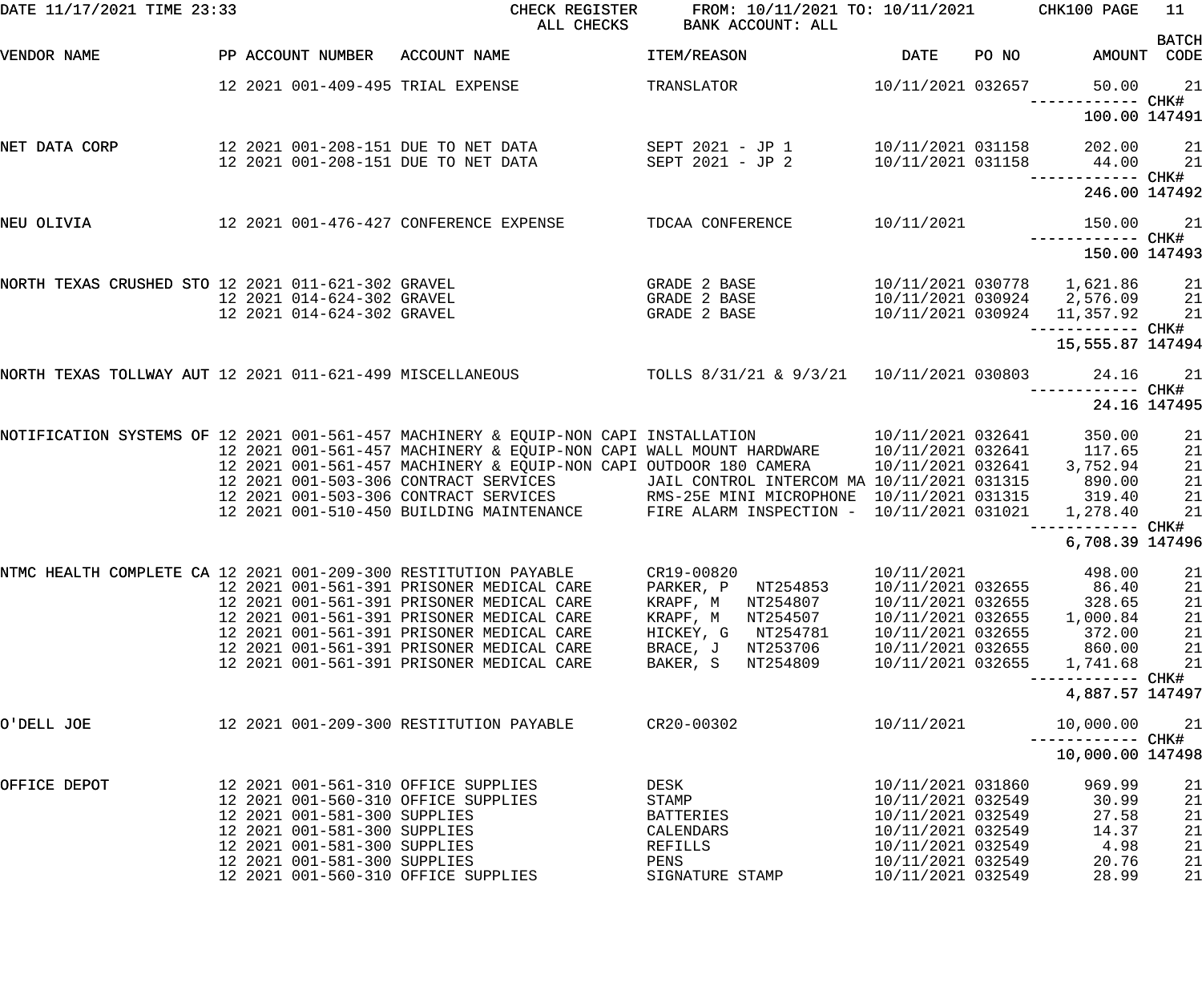DATE 11/17/2021 TIME 23:33 CHECK REGISTER FROM: 10/11/2021 TO: 10/11/2021 CHK100 PAGE 11
ALL CHECKS BANK ACCOUNT: ALL

| VENDOR NAME | PP | ACCOUNT NUMBER | ACCOUNT NAME | ITEM/REASON | DATE | PO NO | AMOUNT | BATCH CODE |
|---|---|---|---|---|---|---|---|---|
| | 12 | 2021 001-409-495 | TRIAL EXPENSE | TRANSLATOR | 10/11/2021 | 032657 | 50.00 | 21 |
| | | | | | | | ------------ | CHK# |
| | | | | | | | 100.00 | 147491 |
| NET DATA CORP | 12 | 2021 001-208-151 | DUE TO NET DATA | SEPT 2021 - JP 1 | 10/11/2021 | 031158 | 202.00 | 21 |
| | 12 | 2021 001-208-151 | DUE TO NET DATA | SEPT 2021 - JP 2 | 10/11/2021 | 031158 | 44.00 | 21 |
| | | | | | | | ------------ | CHK# |
| | | | | | | | 246.00 | 147492 |
| NEU OLIVIA | 12 | 2021 001-476-427 | CONFERENCE EXPENSE | TDCAA CONFERENCE | 10/11/2021 | | 150.00 | 21 |
| | | | | | | | ------------ | CHK# |
| | | | | | | | 150.00 | 147493 |
| NORTH TEXAS CRUSHED STO | 12 | 2021 011-621-302 | GRAVEL | GRADE 2 BASE | 10/11/2021 | 030778 | 1,621.86 | 21 |
| | 12 | 2021 014-624-302 | GRAVEL | GRADE 2 BASE | 10/11/2021 | 030924 | 2,576.09 | 21 |
| | 12 | 2021 014-624-302 | GRAVEL | GRADE 2 BASE | 10/11/2021 | 030924 | 11,357.92 | 21 |
| | | | | | | | ------------ | CHK# |
| | | | | | | | 15,555.87 | 147494 |
| NORTH TEXAS TOLLWAY AUT | 12 | 2021 011-621-499 | MISCELLANEOUS | TOLLS 8/31/21 & 9/3/21 | 10/11/2021 | 030803 | 24.16 | 21 |
| | | | | | | | ------------ | CHK# |
| | | | | | | | 24.16 | 147495 |
| NOTIFICATION SYSTEMS OF | 12 | 2021 001-561-457 | MACHINERY & EQUIP-NON CAPI | INSTALLATION | 10/11/2021 | 032641 | 350.00 | 21 |
| | 12 | 2021 001-561-457 | MACHINERY & EQUIP-NON CAPI | WALL MOUNT HARDWARE | 10/11/2021 | 032641 | 117.65 | 21 |
| | 12 | 2021 001-561-457 | MACHINERY & EQUIP-NON CAPI | OUTDOOR 180 CAMERA | 10/11/2021 | 032641 | 3,752.94 | 21 |
| | 12 | 2021 001-503-306 | CONTRACT SERVICES | JAIL CONTROL INTERCOM MA | 10/11/2021 | 031315 | 890.00 | 21 |
| | 12 | 2021 001-503-306 | CONTRACT SERVICES | RMS-25E MINI MICROPHONE | 10/11/2021 | 031315 | 319.40 | 21 |
| | 12 | 2021 001-510-450 | BUILDING MAINTENANCE | FIRE ALARM INSPECTION - | 10/11/2021 | 031021 | 1,278.40 | 21 |
| | | | | | | | ------------ | CHK# |
| | | | | | | | 6,708.39 | 147496 |
| NTMC HEALTH COMPLETE CA | 12 | 2021 001-209-300 | RESTITUTION PAYABLE | CR19-00820 | 10/11/2021 | | 498.00 | 21 |
| | 12 | 2021 001-561-391 | PRISONER MEDICAL CARE | PARKER, P NT254853 | 10/11/2021 | 032655 | 86.40 | 21 |
| | 12 | 2021 001-561-391 | PRISONER MEDICAL CARE | KRAPF, M NT254807 | 10/11/2021 | 032655 | 328.65 | 21 |
| | 12 | 2021 001-561-391 | PRISONER MEDICAL CARE | KRAPF, M NT254507 | 10/11/2021 | 032655 | 1,000.84 | 21 |
| | 12 | 2021 001-561-391 | PRISONER MEDICAL CARE | HICKEY, G NT254781 | 10/11/2021 | 032655 | 372.00 | 21 |
| | 12 | 2021 001-561-391 | PRISONER MEDICAL CARE | BRACE, J NT253706 | 10/11/2021 | 032655 | 860.00 | 21 |
| | 12 | 2021 001-561-391 | PRISONER MEDICAL CARE | BAKER, S NT254809 | 10/11/2021 | 032655 | 1,741.68 | 21 |
| | | | | | | | ------------ | CHK# |
| | | | | | | | 4,887.57 | 147497 |
| O'DELL JOE | 12 | 2021 001-209-300 | RESTITUTION PAYABLE | CR20-00302 | 10/11/2021 | | 10,000.00 | 21 |
| | | | | | | | ------------ | CHK# |
| | | | | | | | 10,000.00 | 147498 |
| OFFICE DEPOT | 12 | 2021 001-561-310 | OFFICE SUPPLIES | DESK | 10/11/2021 | 031860 | 969.99 | 21 |
| | 12 | 2021 001-560-310 | OFFICE SUPPLIES | STAMP | 10/11/2021 | 032549 | 30.99 | 21 |
| | 12 | 2021 001-581-300 | SUPPLIES | BATTERIES | 10/11/2021 | 032549 | 27.58 | 21 |
| | 12 | 2021 001-581-300 | SUPPLIES | CALENDARS | 10/11/2021 | 032549 | 14.37 | 21 |
| | 12 | 2021 001-581-300 | SUPPLIES | REFILLS | 10/11/2021 | 032549 | 4.98 | 21 |
| | 12 | 2021 001-581-300 | SUPPLIES | PENS | 10/11/2021 | 032549 | 20.76 | 21 |
| | 12 | 2021 001-560-310 | OFFICE SUPPLIES | SIGNATURE STAMP | 10/11/2021 | 032549 | 28.99 | 21 |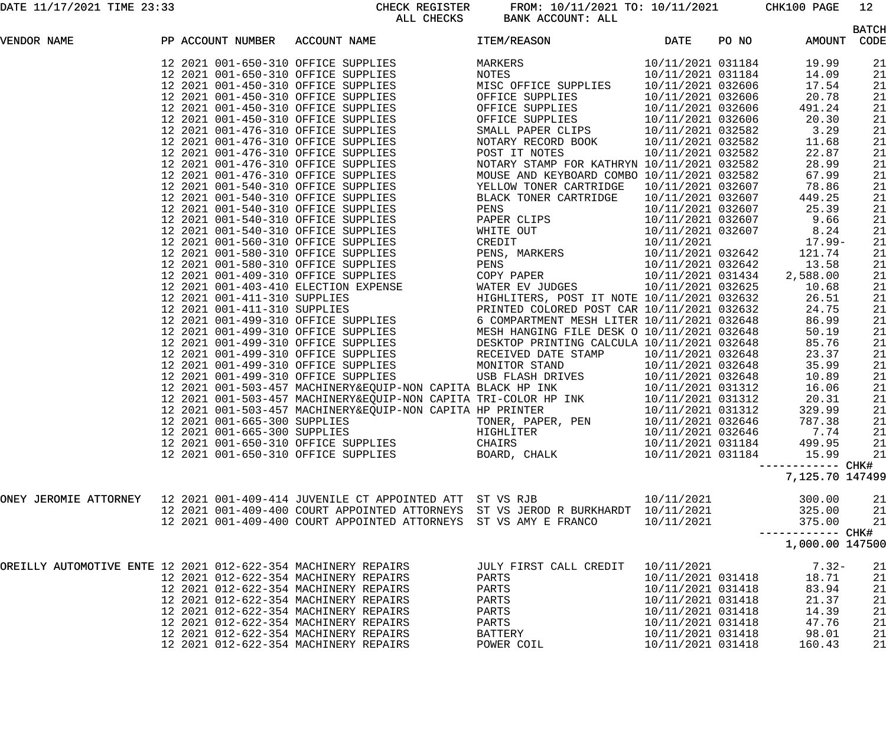CHECK REGISTER FROM: 10/11/2021 TO: 10/11/2021
ALL CHECKS BANK ACCOUNT: ALL

| VENDOR NAME | PP | ACCOUNT NUMBER | ACCOUNT NAME | ITEM/REASON | DATE | PO NO | AMOUNT | BATCH CODE |
|---|---|---|---|---|---|---|---|---|
| | 12 2021 | 001-650-310 | OFFICE SUPPLIES | MARKERS | 10/11/2021 | 031184 | 19.99 | 21 |
| | 12 2021 | 001-650-310 | OFFICE SUPPLIES | NOTES | 10/11/2021 | 031184 | 14.09 | 21 |
| | 12 2021 | 001-450-310 | OFFICE SUPPLIES | MISC OFFICE SUPPLIES | 10/11/2021 | 032606 | 17.54 | 21 |
| | 12 2021 | 001-450-310 | OFFICE SUPPLIES | OFFICE SUPPLIES | 10/11/2021 | 032606 | 20.78 | 21 |
| | 12 2021 | 001-450-310 | OFFICE SUPPLIES | OFFICE SUPPLIES | 10/11/2021 | 032606 | 491.24 | 21 |
| | 12 2021 | 001-450-310 | OFFICE SUPPLIES | OFFICE SUPPLIES | 10/11/2021 | 032606 | 20.30 | 21 |
| | 12 2021 | 001-476-310 | OFFICE SUPPLIES | SMALL PAPER CLIPS | 10/11/2021 | 032582 | 3.29 | 21 |
| | 12 2021 | 001-476-310 | OFFICE SUPPLIES | NOTARY RECORD BOOK | 10/11/2021 | 032582 | 11.68 | 21 |
| | 12 2021 | 001-476-310 | OFFICE SUPPLIES | POST IT NOTES | 10/11/2021 | 032582 | 22.87 | 21 |
| | 12 2021 | 001-476-310 | OFFICE SUPPLIES | NOTARY STAMP FOR KATHRYN | 10/11/2021 | 032582 | 28.99 | 21 |
| | 12 2021 | 001-476-310 | OFFICE SUPPLIES | MOUSE AND KEYBOARD COMBO | 10/11/2021 | 032582 | 67.99 | 21 |
| | 12 2021 | 001-540-310 | OFFICE SUPPLIES | YELLOW TONER CARTRIDGE | 10/11/2021 | 032607 | 78.86 | 21 |
| | 12 2021 | 001-540-310 | OFFICE SUPPLIES | BLACK TONER CARTRIDGE | 10/11/2021 | 032607 | 449.25 | 21 |
| | 12 2021 | 001-540-310 | OFFICE SUPPLIES | PENS | 10/11/2021 | 032607 | 25.39 | 21 |
| | 12 2021 | 001-540-310 | OFFICE SUPPLIES | PAPER CLIPS | 10/11/2021 | 032607 | 9.66 | 21 |
| | 12 2021 | 001-540-310 | OFFICE SUPPLIES | WHITE OUT | 10/11/2021 | 032607 | 8.24 | 21 |
| | 12 2021 | 001-560-310 | OFFICE SUPPLIES | CREDIT | 10/11/2021 | | 17.99- | 21 |
| | 12 2021 | 001-580-310 | OFFICE SUPPLIES | PENS, MARKERS | 10/11/2021 | 032642 | 121.74 | 21 |
| | 12 2021 | 001-580-310 | OFFICE SUPPLIES | PENS | 10/11/2021 | 032642 | 13.58 | 21 |
| | 12 2021 | 001-409-310 | OFFICE SUPPLIES | COPY PAPER | 10/11/2021 | 031434 | 2,588.00 | 21 |
| | 12 2021 | 001-403-410 | ELECTION EXPENSE | WATER EV JUDGES | 10/11/2021 | 032625 | 10.68 | 21 |
| | 12 2021 | 001-411-310 | SUPPLIES | HIGHLITERS, POST IT NOTE | 10/11/2021 | 032632 | 26.51 | 21 |
| | 12 2021 | 001-411-310 | SUPPLIES | PRINTED COLORED POST CAR | 10/11/2021 | 032632 | 24.75 | 21 |
| | 12 2021 | 001-499-310 | OFFICE SUPPLIES | 6 COMPARTMENT MESH LITER | 10/11/2021 | 032648 | 86.99 | 21 |
| | 12 2021 | 001-499-310 | OFFICE SUPPLIES | MESH HANGING FILE DESK O | 10/11/2021 | 032648 | 50.19 | 21 |
| | 12 2021 | 001-499-310 | OFFICE SUPPLIES | DESKTOP PRINTING CALCULA | 10/11/2021 | 032648 | 85.76 | 21 |
| | 12 2021 | 001-499-310 | OFFICE SUPPLIES | RECEIVED DATE STAMP | 10/11/2021 | 032648 | 23.37 | 21 |
| | 12 2021 | 001-499-310 | OFFICE SUPPLIES | MONITOR STAND | 10/11/2021 | 032648 | 35.99 | 21 |
| | 12 2021 | 001-499-310 | OFFICE SUPPLIES | USB FLASH DRIVES | 10/11/2021 | 032648 | 10.89 | 21 |
| | 12 2021 | 001-503-457 | MACHINERY&EQUIP-NON CAPITA | BLACK HP INK | 10/11/2021 | 031312 | 16.06 | 21 |
| | 12 2021 | 001-503-457 | MACHINERY&EQUIP-NON CAPITA | TRI-COLOR HP INK | 10/11/2021 | 031312 | 20.31 | 21 |
| | 12 2021 | 001-503-457 | MACHINERY&EQUIP-NON CAPITA | HP PRINTER | 10/11/2021 | 031312 | 329.99 | 21 |
| | 12 2021 | 001-665-300 | SUPPLIES | TONER, PAPER, PEN | 10/11/2021 | 032646 | 787.38 | 21 |
| | 12 2021 | 001-665-300 | SUPPLIES | HIGHLITER | 10/11/2021 | 032646 | 7.74 | 21 |
| | 12 2021 | 001-650-310 | OFFICE SUPPLIES | CHAIRS | 10/11/2021 | 031184 | 499.95 | 21 |
| | 12 2021 | 001-650-310 | OFFICE SUPPLIES | BOARD, CHALK | 10/11/2021 | 031184 | 15.99 | 21 |
| | | | | | | | 7,125.70 | CHK# 147499 |
| ONEY JEROMIE ATTORNEY | 12 2021 | 001-409-414 | JUVENILE CT APPOINTED ATT | ST VS RJB | 10/11/2021 | | 300.00 | 21 |
| | 12 2021 | 001-409-400 | COURT APPOINTED ATTORNEYS | ST VS JEROD R BURKHARDT | 10/11/2021 | | 325.00 | 21 |
| | 12 2021 | 001-409-400 | COURT APPOINTED ATTORNEYS | ST VS AMY E FRANCO | 10/11/2021 | | 375.00 | 21 |
| | | | | | | | 1,000.00 | CHK# 147500 |
| OREILLY AUTOMOTIVE ENTE | 12 2021 | 012-622-354 | MACHINERY REPAIRS | JULY FIRST CALL CREDIT | 10/11/2021 | | 7.32- | 21 |
| | 12 2021 | 012-622-354 | MACHINERY REPAIRS | PARTS | 10/11/2021 | 031418 | 18.71 | 21 |
| | 12 2021 | 012-622-354 | MACHINERY REPAIRS | PARTS | 10/11/2021 | 031418 | 83.94 | 21 |
| | 12 2021 | 012-622-354 | MACHINERY REPAIRS | PARTS | 10/11/2021 | 031418 | 21.37 | 21 |
| | 12 2021 | 012-622-354 | MACHINERY REPAIRS | PARTS | 10/11/2021 | 031418 | 14.39 | 21 |
| | 12 2021 | 012-622-354 | MACHINERY REPAIRS | PARTS | 10/11/2021 | 031418 | 47.76 | 21 |
| | 12 2021 | 012-622-354 | MACHINERY REPAIRS | BATTERY | 10/11/2021 | 031418 | 98.01 | 21 |
| | 12 2021 | 012-622-354 | MACHINERY REPAIRS | POWER COIL | 10/11/2021 | 031418 | 160.43 | 21 |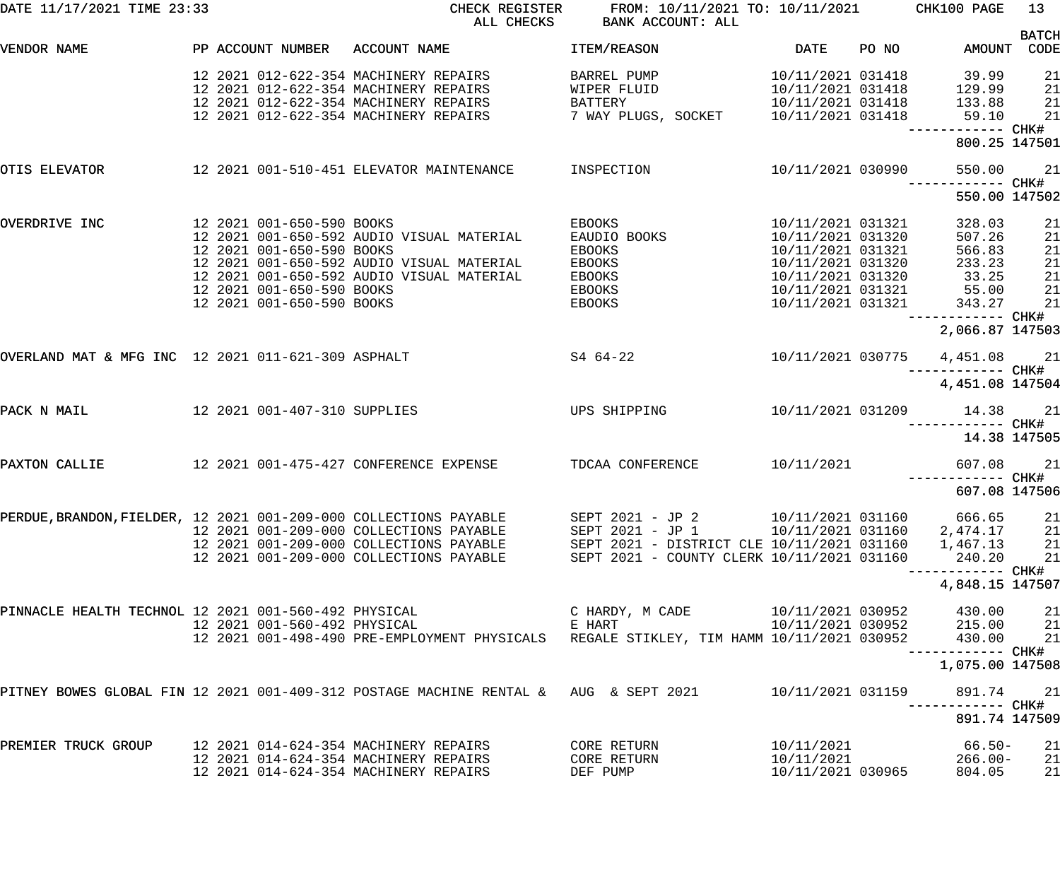DATE 11/17/2021 TIME 23:33 CHECK REGISTER FROM: 10/11/2021 TO: 10/11/2021 CHK100 PAGE 13

ALL CHECKS BANK ACCOUNT: ALL

| VENDOR NAME | PP | ACCOUNT NUMBER | ACCOUNT NAME | ITEM/REASON | DATE | PO NO | AMOUNT | BATCH CODE |
|---|---|---|---|---|---|---|---|---|
| | 12 2021 | 012-622-354 | MACHINERY REPAIRS | BARREL PUMP | 10/11/2021 | 031418 | 39.99 | 21 |
| | 12 2021 | 012-622-354 | MACHINERY REPAIRS | WIPER FLUID | 10/11/2021 | 031418 | 129.99 | 21 |
| | 12 2021 | 012-622-354 | MACHINERY REPAIRS | BATTERY | 10/11/2021 | 031418 | 133.88 | 21 |
| | 12 2021 | 012-622-354 | MACHINERY REPAIRS | 7 WAY PLUGS, SOCKET | 10/11/2021 | 031418 | 59.10 | 21 |
| | | | | | | | 800.25 | CHK# 147501 |
| OTIS ELEVATOR | 12 2021 | 001-510-451 | ELEVATOR MAINTENANCE | INSPECTION | 10/11/2021 | 030990 | 550.00 | 21 |
| | | | | | | | 550.00 | CHK# 147502 |
| OVERDRIVE INC | 12 2021 | 001-650-590 | BOOKS | EBOOKS | 10/11/2021 | 031321 | 328.03 | 21 |
| | 12 2021 | 001-650-592 | AUDIO VISUAL MATERIAL | EAUDIO BOOKS | 10/11/2021 | 031320 | 507.26 | 21 |
| | 12 2021 | 001-650-590 | BOOKS | EBOOKS | 10/11/2021 | 031321 | 566.83 | 21 |
| | 12 2021 | 001-650-592 | AUDIO VISUAL MATERIAL | EBOOKS | 10/11/2021 | 031320 | 233.23 | 21 |
| | 12 2021 | 001-650-592 | AUDIO VISUAL MATERIAL | EBOOKS | 10/11/2021 | 031320 | 33.25 | 21 |
| | 12 2021 | 001-650-590 | BOOKS | EBOOKS | 10/11/2021 | 031321 | 55.00 | 21 |
| | 12 2021 | 001-650-590 | BOOKS | EBOOKS | 10/11/2021 | 031321 | 343.27 | 21 |
| | | | | | | | 2,066.87 | CHK# 147503 |
| OVERLAND MAT & MFG INC | 12 2021 | 011-621-309 | ASPHALT | S4 64-22 | 10/11/2021 | 030775 | 4,451.08 | 21 |
| | | | | | | | 4,451.08 | CHK# 147504 |
| PACK N MAIL | 12 2021 | 001-407-310 | SUPPLIES | UPS SHIPPING | 10/11/2021 | 031209 | 14.38 | 21 |
| | | | | | | | 14.38 | CHK# 147505 |
| PAXTON CALLIE | 12 2021 | 001-475-427 | CONFERENCE EXPENSE | TDCAA CONFERENCE | 10/11/2021 | | 607.08 | 21 |
| | | | | | | | 607.08 | CHK# 147506 |
| PERDUE,BRANDON,FIELDER, | 12 2021 | 001-209-000 | COLLECTIONS PAYABLE | SEPT 2021 - JP 2 | 10/11/2021 | 031160 | 666.65 | 21 |
| | 12 2021 | 001-209-000 | COLLECTIONS PAYABLE | SEPT 2021 - JP 1 | 10/11/2021 | 031160 | 2,474.17 | 21 |
| | 12 2021 | 001-209-000 | COLLECTIONS PAYABLE | SEPT 2021 - DISTRICT CLE | 10/11/2021 | 031160 | 1,467.13 | 21 |
| | 12 2021 | 001-209-000 | COLLECTIONS PAYABLE | SEPT 2021 - COUNTY CLERK | 10/11/2021 | 031160 | 240.20 | 21 |
| | | | | | | | 4,848.15 | CHK# 147507 |
| PINNACLE HEALTH TECHNOL | 12 2021 | 001-560-492 | PHYSICAL | C HARDY, M CADE | 10/11/2021 | 030952 | 430.00 | 21 |
| | 12 2021 | 001-560-492 | PHYSICAL | E HART | 10/11/2021 | 030952 | 215.00 | 21 |
| | 12 2021 | 001-498-490 | PRE-EMPLOYMENT PHYSICALS | REGALE STIKLEY, TIM HAMM | 10/11/2021 | 030952 | 430.00 | 21 |
| | | | | | | | 1,075.00 | CHK# 147508 |
| PITNEY BOWES GLOBAL FIN | 12 2021 | 001-409-312 | POSTAGE MACHINE RENTAL & | AUG & SEPT 2021 | 10/11/2021 | 031159 | 891.74 | 21 |
| | | | | | | | 891.74 | CHK# 147509 |
| PREMIER TRUCK GROUP | 12 2021 | 014-624-354 | MACHINERY REPAIRS | CORE RETURN | 10/11/2021 | | 66.50- | 21 |
| | 12 2021 | 014-624-354 | MACHINERY REPAIRS | CORE RETURN | 10/11/2021 | | 266.00- | 21 |
| | 12 2021 | 014-624-354 | MACHINERY REPAIRS | DEF PUMP | 10/11/2021 | 030965 | 804.05 | 21 |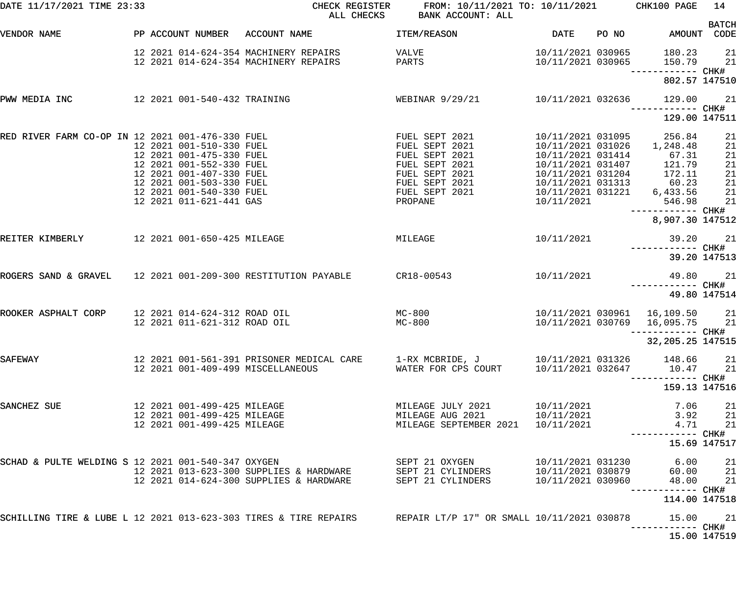DATE 11/17/2021 TIME 23:33 CHECK REGISTER FROM: 10/11/2021 TO: 10/11/2021 CHK100 PAGE 14
ALL CHECKS BANK ACCOUNT: ALL

| VENDOR NAME | PP ACCOUNT NUMBER | ACCOUNT NAME | ITEM/REASON | DATE | PO NO | AMOUNT | BATCH CODE |
|---|---|---|---|---|---|---|---|
| | 12 2021 014-624-354 | MACHINERY REPAIRS | VALVE | 10/11/2021 | 030965 | 180.23 | 21 |
| | 12 2021 014-624-354 | MACHINERY REPAIRS | PARTS | 10/11/2021 | 030965 | 150.79 | 21 |
| | | | | | | 802.57 | CHK# 147510 |
| PWW MEDIA INC | 12 2021 001-540-432 | TRAINING | WEBINAR 9/29/21 | 10/11/2021 | 032636 | 129.00 | 21 |
| | | | | | | 129.00 | CHK# 147511 |
| RED RIVER FARM CO-OP IN | 12 2021 001-476-330 | FUEL | FUEL SEPT 2021 | 10/11/2021 | 031095 | 256.84 | 21 |
| | 12 2021 001-510-330 | FUEL | FUEL SEPT 2021 | 10/11/2021 | 031026 | 1,248.48 | 21 |
| | 12 2021 001-475-330 | FUEL | FUEL SEPT 2021 | 10/11/2021 | 031414 | 67.31 | 21 |
| | 12 2021 001-552-330 | FUEL | FUEL SEPT 2021 | 10/11/2021 | 031407 | 121.79 | 21 |
| | 12 2021 001-407-330 | FUEL | FUEL SEPT 2021 | 10/11/2021 | 031204 | 172.11 | 21 |
| | 12 2021 001-503-330 | FUEL | FUEL SEPT 2021 | 10/11/2021 | 031313 | 60.23 | 21 |
| | 12 2021 001-540-330 | FUEL | FUEL SEPT 2021 | 10/11/2021 | 031221 | 6,433.56 | 21 |
| | 12 2021 011-621-441 | GAS | PROPANE | 10/11/2021 | | 546.98 | 21 |
| | | | | | | 8,907.30 | CHK# 147512 |
| REITER KIMBERLY | 12 2021 001-650-425 | MILEAGE | MILEAGE | 10/11/2021 | | 39.20 | 21 |
| | | | | | | 39.20 | CHK# 147513 |
| ROGERS SAND & GRAVEL | 12 2021 001-209-300 | RESTITUTION PAYABLE | CR18-00543 | 10/11/2021 | | 49.80 | 21 |
| | | | | | | 49.80 | CHK# 147514 |
| ROOKER ASPHALT CORP | 12 2021 014-624-312 | ROAD OIL | MC-800 | 10/11/2021 | 030961 | 16,109.50 | 21 |
| | 12 2021 011-621-312 | ROAD OIL | MC-800 | 10/11/2021 | 030769 | 16,095.75 | 21 |
| | | | | | | 32,205.25 | CHK# 147515 |
| SAFEWAY | 12 2021 001-561-391 | PRISONER MEDICAL CARE | 1-RX MCBRIDE, J | 10/11/2021 | 031326 | 148.66 | 21 |
| | 12 2021 001-409-499 | MISCELLANEOUS | WATER FOR CPS COURT | 10/11/2021 | 032647 | 10.47 | 21 |
| | | | | | | 159.13 | CHK# 147516 |
| SANCHEZ SUE | 12 2021 001-499-425 | MILEAGE | MILEAGE JULY 2021 | 10/11/2021 | | 7.06 | 21 |
| | 12 2021 001-499-425 | MILEAGE | MILEAGE AUG 2021 | 10/11/2021 | | 3.92 | 21 |
| | 12 2021 001-499-425 | MILEAGE | MILEAGE SEPTEMBER 2021 | 10/11/2021 | | 4.71 | 21 |
| | | | | | | 15.69 | CHK# 147517 |
| SCHAD & PULTE WELDING S | 12 2021 001-540-347 | OXYGEN | SEPT 21 OXYGEN | 10/11/2021 | 031230 | 6.00 | 21 |
| | 12 2021 013-623-300 | SUPPLIES & HARDWARE | SEPT 21 CYLINDERS | 10/11/2021 | 030879 | 60.00 | 21 |
| | 12 2021 014-624-300 | SUPPLIES & HARDWARE | SEPT 21 CYLINDERS | 10/11/2021 | 030960 | 48.00 | 21 |
| | | | | | | 114.00 | CHK# 147518 |
| SCHILLING TIRE & LUBE L | 12 2021 013-623-303 | TIRES & TIRE REPAIRS | REPAIR LT/P 17" OR SMALL | 10/11/2021 | 030878 | 15.00 | 21 |
| | | | | | | 15.00 | CHK# 147519 |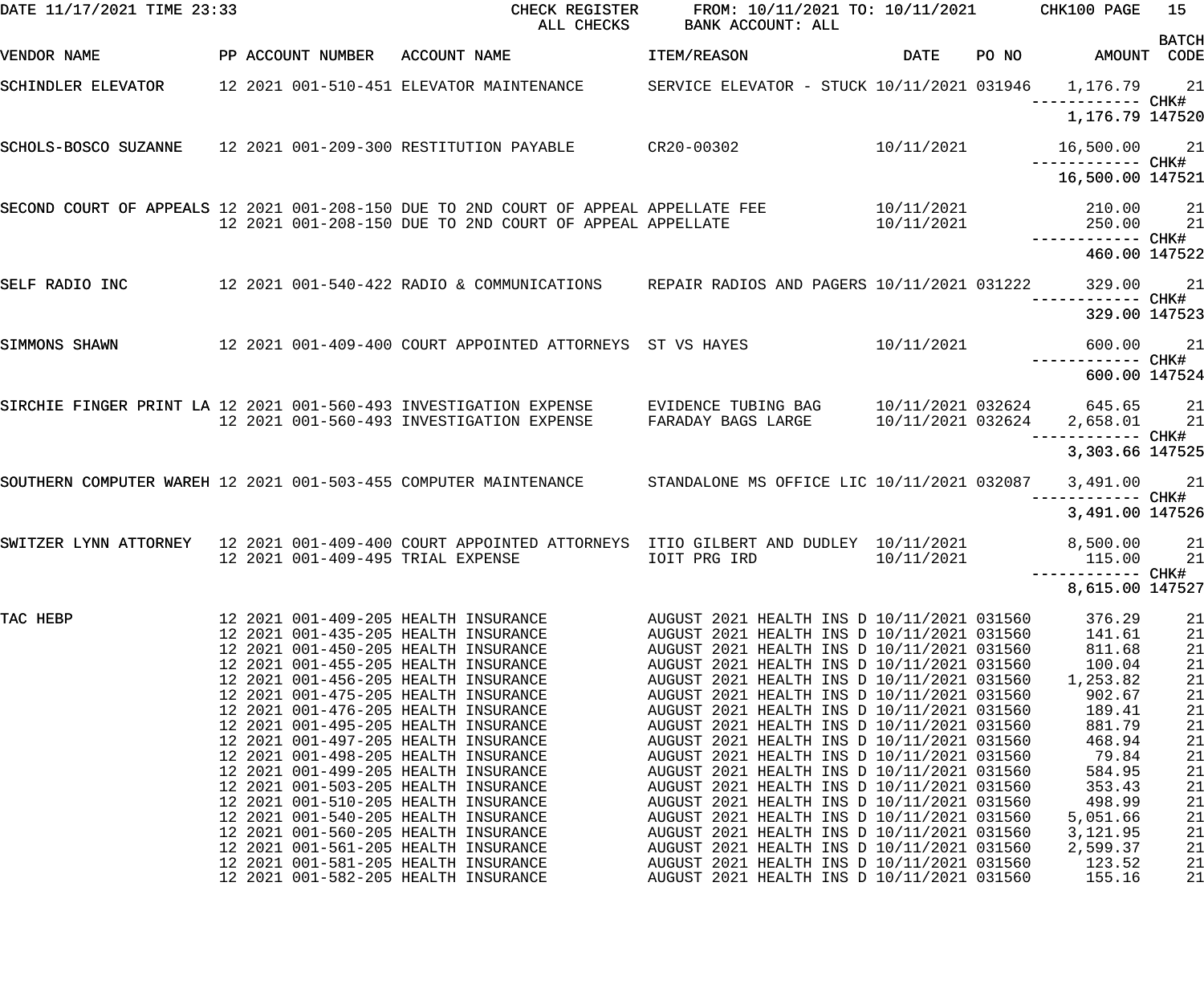DATE 11/17/2021 TIME 23:33 CHECK REGISTER ALL CHECKS FROM: 10/11/2021 TO: 10/11/2021 BANK ACCOUNT: ALL

| VENDOR NAME | PP ACCOUNT NUMBER | ACCOUNT NAME | ITEM/REASON | DATE | PO NO | AMOUNT | BATCH CODE |
|---|---|---|---|---|---|---|---|
| SCHINDLER ELEVATOR | 12 2021 001-510-451 | ELEVATOR MAINTENANCE | SERVICE ELEVATOR - STUCK | 10/11/2021 | 031946 | 1,176.79 | 21 |
| | | | | | | ------------ | CHK# |
| | | | | | | 1,176.79 | 147520 |
| SCHOLS-BOSCO SUZANNE | 12 2021 001-209-300 | RESTITUTION PAYABLE | CR20-00302 | 10/11/2021 | | 16,500.00 | 21 |
| | | | | | | ------------ | CHK# |
| | | | | | | 16,500.00 | 147521 |
| SECOND COURT OF APPEALS | 12 2021 001-208-150 | DUE TO 2ND COURT OF APPEAL | APPELLATE FEE | 10/11/2021 | | 210.00 | 21 |
| | 12 2021 001-208-150 | DUE TO 2ND COURT OF APPEAL | APPELLATE | 10/11/2021 | | 250.00 | 21 |
| | | | | | | ------------ | CHK# |
| | | | | | | 460.00 | 147522 |
| SELF RADIO INC | 12 2021 001-540-422 | RADIO & COMMUNICATIONS | REPAIR RADIOS AND PAGERS | 10/11/2021 | 031222 | 329.00 | 21 |
| | | | | | | ------------ | CHK# |
| | | | | | | 329.00 | 147523 |
| SIMMONS SHAWN | 12 2021 001-409-400 | COURT APPOINTED ATTORNEYS | ST VS HAYES | 10/11/2021 | | 600.00 | 21 |
| | | | | | | ------------ | CHK# |
| | | | | | | 600.00 | 147524 |
| SIRCHIE FINGER PRINT LA | 12 2021 001-560-493 | INVESTIGATION EXPENSE | EVIDENCE TUBING BAG | 10/11/2021 | 032624 | 645.65 | 21 |
| | 12 2021 001-560-493 | INVESTIGATION EXPENSE | FARADAY BAGS LARGE | 10/11/2021 | 032624 | 2,658.01 | 21 |
| | | | | | | ------------ | CHK# |
| | | | | | | 3,303.66 | 147525 |
| SOUTHERN COMPUTER WAREH | 12 2021 001-503-455 | COMPUTER MAINTENANCE | STANDALONE MS OFFICE LIC | 10/11/2021 | 032087 | 3,491.00 | 21 |
| | | | | | | ------------ | CHK# |
| | | | | | | 3,491.00 | 147526 |
| SWITZER LYNN ATTORNEY | 12 2021 001-409-400 | COURT APPOINTED ATTORNEYS | ITIO GILBERT AND DUDLEY | 10/11/2021 | | 8,500.00 | 21 |
| | 12 2021 001-409-495 | TRIAL EXPENSE | IOIT PRG IRD | 10/11/2021 | | 115.00 | 21 |
| | | | | | | ------------ | CHK# |
| | | | | | | 8,615.00 | 147527 |
| TAC HEBP | 12 2021 001-409-205 | HEALTH INSURANCE | AUGUST 2021 HEALTH INS D | 10/11/2021 | 031560 | 376.29 | 21 |
| | 12 2021 001-435-205 | HEALTH INSURANCE | AUGUST 2021 HEALTH INS D | 10/11/2021 | 031560 | 141.61 | 21 |
| | 12 2021 001-450-205 | HEALTH INSURANCE | AUGUST 2021 HEALTH INS D | 10/11/2021 | 031560 | 811.68 | 21 |
| | 12 2021 001-455-205 | HEALTH INSURANCE | AUGUST 2021 HEALTH INS D | 10/11/2021 | 031560 | 100.04 | 21 |
| | 12 2021 001-456-205 | HEALTH INSURANCE | AUGUST 2021 HEALTH INS D | 10/11/2021 | 031560 | 1,253.82 | 21 |
| | 12 2021 001-475-205 | HEALTH INSURANCE | AUGUST 2021 HEALTH INS D | 10/11/2021 | 031560 | 902.67 | 21 |
| | 12 2021 001-476-205 | HEALTH INSURANCE | AUGUST 2021 HEALTH INS D | 10/11/2021 | 031560 | 189.41 | 21 |
| | 12 2021 001-495-205 | HEALTH INSURANCE | AUGUST 2021 HEALTH INS D | 10/11/2021 | 031560 | 881.79 | 21 |
| | 12 2021 001-497-205 | HEALTH INSURANCE | AUGUST 2021 HEALTH INS D | 10/11/2021 | 031560 | 468.94 | 21 |
| | 12 2021 001-498-205 | HEALTH INSURANCE | AUGUST 2021 HEALTH INS D | 10/11/2021 | 031560 | 79.84 | 21 |
| | 12 2021 001-499-205 | HEALTH INSURANCE | AUGUST 2021 HEALTH INS D | 10/11/2021 | 031560 | 584.95 | 21 |
| | 12 2021 001-503-205 | HEALTH INSURANCE | AUGUST 2021 HEALTH INS D | 10/11/2021 | 031560 | 353.43 | 21 |
| | 12 2021 001-510-205 | HEALTH INSURANCE | AUGUST 2021 HEALTH INS D | 10/11/2021 | 031560 | 498.99 | 21 |
| | 12 2021 001-540-205 | HEALTH INSURANCE | AUGUST 2021 HEALTH INS D | 10/11/2021 | 031560 | 5,051.66 | 21 |
| | 12 2021 001-560-205 | HEALTH INSURANCE | AUGUST 2021 HEALTH INS D | 10/11/2021 | 031560 | 3,121.95 | 21 |
| | 12 2021 001-561-205 | HEALTH INSURANCE | AUGUST 2021 HEALTH INS D | 10/11/2021 | 031560 | 2,599.37 | 21 |
| | 12 2021 001-581-205 | HEALTH INSURANCE | AUGUST 2021 HEALTH INS D | 10/11/2021 | 031560 | 123.52 | 21 |
| | 12 2021 001-582-205 | HEALTH INSURANCE | AUGUST 2021 HEALTH INS D | 10/11/2021 | 031560 | 155.16 | 21 |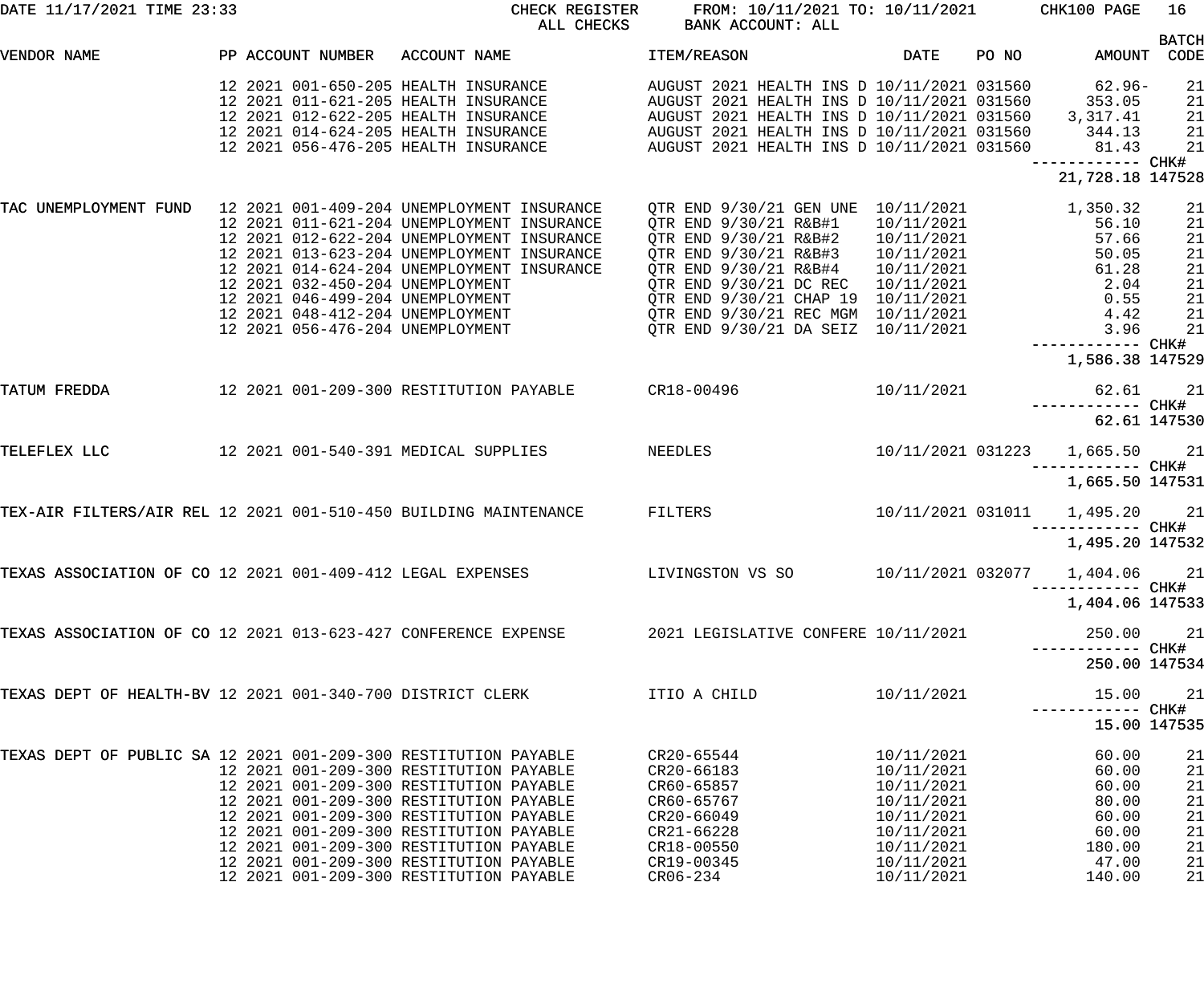DATE 11/17/2021 TIME 23:33 CHECK REGISTER FROM: 10/11/2021 TO: 10/11/2021 CHK100 PAGE 16

ALL CHECKS BANK ACCOUNT: ALL

| VENDOR NAME | PP | ACCOUNT NUMBER | ACCOUNT NAME | ITEM/REASON | DATE | PO NO | AMOUNT | BATCH CODE |
|---|---|---|---|---|---|---|---|---|
| | 12 2021 | 001-650-205 | HEALTH INSURANCE | AUGUST 2021 HEALTH INS D | 10/11/2021 | 031560 | 62.96- | 21 |
| | 12 2021 | 011-621-205 | HEALTH INSURANCE | AUGUST 2021 HEALTH INS D | 10/11/2021 | 031560 | 353.05 | 21 |
| | 12 2021 | 012-622-205 | HEALTH INSURANCE | AUGUST 2021 HEALTH INS D | 10/11/2021 | 031560 | 3,317.41 | 21 |
| | 12 2021 | 014-624-205 | HEALTH INSURANCE | AUGUST 2021 HEALTH INS D | 10/11/2021 | 031560 | 344.13 | 21 |
| | 12 2021 | 056-476-205 | HEALTH INSURANCE | AUGUST 2021 HEALTH INS D | 10/11/2021 | 031560 | 81.43 | 21 |
| | | | | | | | 21,728.18 | CHK# 147528 |
| TAC UNEMPLOYMENT FUND | 12 2021 | 001-409-204 | UNEMPLOYMENT INSURANCE | QTR END 9/30/21 GEN UNE | 10/11/2021 | | 1,350.32 | 21 |
| | 12 2021 | 011-621-204 | UNEMPLOYMENT INSURANCE | QTR END 9/30/21 R&B#1 | 10/11/2021 | | 56.10 | 21 |
| | 12 2021 | 012-622-204 | UNEMPLOYMENT INSURANCE | QTR END 9/30/21 R&B#2 | 10/11/2021 | | 57.66 | 21 |
| | 12 2021 | 013-623-204 | UNEMPLOYMENT INSURANCE | QTR END 9/30/21 R&B#3 | 10/11/2021 | | 50.05 | 21 |
| | 12 2021 | 014-624-204 | UNEMPLOYMENT INSURANCE | QTR END 9/30/21 R&B#4 | 10/11/2021 | | 61.28 | 21 |
| | 12 2021 | 032-450-204 | UNEMPLOYMENT | QTR END 9/30/21 DC REC | 10/11/2021 | | 2.04 | 21 |
| | 12 2021 | 046-499-204 | UNEMPLOYMENT | QTR END 9/30/21 CHAP 19 | 10/11/2021 | | 0.55 | 21 |
| | 12 2021 | 048-412-204 | UNEMPLOYMENT | QTR END 9/30/21 REC MGM | 10/11/2021 | | 4.42 | 21 |
| | 12 2021 | 056-476-204 | UNEMPLOYMENT | QTR END 9/30/21 DA SEIZ | 10/11/2021 | | 3.96 | 21 |
| | | | | | | | 1,586.38 | CHK# 147529 |
| TATUM FREDDA | 12 2021 | 001-209-300 | RESTITUTION PAYABLE | CR18-00496 | 10/11/2021 | | 62.61 | 21 |
| | | | | | | | 62.61 | CHK# 147530 |
| TELEFLEX LLC | 12 2021 | 001-540-391 | MEDICAL SUPPLIES | NEEDLES | 10/11/2021 | 031223 | 1,665.50 | 21 |
| | | | | | | | 1,665.50 | CHK# 147531 |
| TEX-AIR FILTERS/AIR REL | 12 2021 | 001-510-450 | BUILDING MAINTENANCE | FILTERS | 10/11/2021 | 031011 | 1,495.20 | 21 |
| | | | | | | | 1,495.20 | CHK# 147532 |
| TEXAS ASSOCIATION OF CO | 12 2021 | 001-409-412 | LEGAL EXPENSES | LIVINGSTON VS SO | 10/11/2021 | 032077 | 1,404.06 | 21 |
| | | | | | | | 1,404.06 | CHK# 147533 |
| TEXAS ASSOCIATION OF CO | 12 2021 | 013-623-427 | CONFERENCE EXPENSE | 2021 LEGISLATIVE CONFERE | 10/11/2021 | | 250.00 | 21 |
| | | | | | | | 250.00 | CHK# 147534 |
| TEXAS DEPT OF HEALTH-BV | 12 2021 | 001-340-700 | DISTRICT CLERK | ITIO A CHILD | 10/11/2021 | | 15.00 | 21 |
| | | | | | | | 15.00 | CHK# 147535 |
| TEXAS DEPT OF PUBLIC SA | 12 2021 | 001-209-300 | RESTITUTION PAYABLE | CR20-65544 | 10/11/2021 | | 60.00 | 21 |
| | 12 2021 | 001-209-300 | RESTITUTION PAYABLE | CR20-66183 | 10/11/2021 | | 60.00 | 21 |
| | 12 2021 | 001-209-300 | RESTITUTION PAYABLE | CR60-65857 | 10/11/2021 | | 60.00 | 21 |
| | 12 2021 | 001-209-300 | RESTITUTION PAYABLE | CR60-65767 | 10/11/2021 | | 80.00 | 21 |
| | 12 2021 | 001-209-300 | RESTITUTION PAYABLE | CR20-66049 | 10/11/2021 | | 60.00 | 21 |
| | 12 2021 | 001-209-300 | RESTITUTION PAYABLE | CR21-66228 | 10/11/2021 | | 60.00 | 21 |
| | 12 2021 | 001-209-300 | RESTITUTION PAYABLE | CR18-00550 | 10/11/2021 | | 180.00 | 21 |
| | 12 2021 | 001-209-300 | RESTITUTION PAYABLE | CR19-00345 | 10/11/2021 | | 47.00 | 21 |
| | 12 2021 | 001-209-300 | RESTITUTION PAYABLE | CR06-234 | 10/11/2021 | | 140.00 | 21 |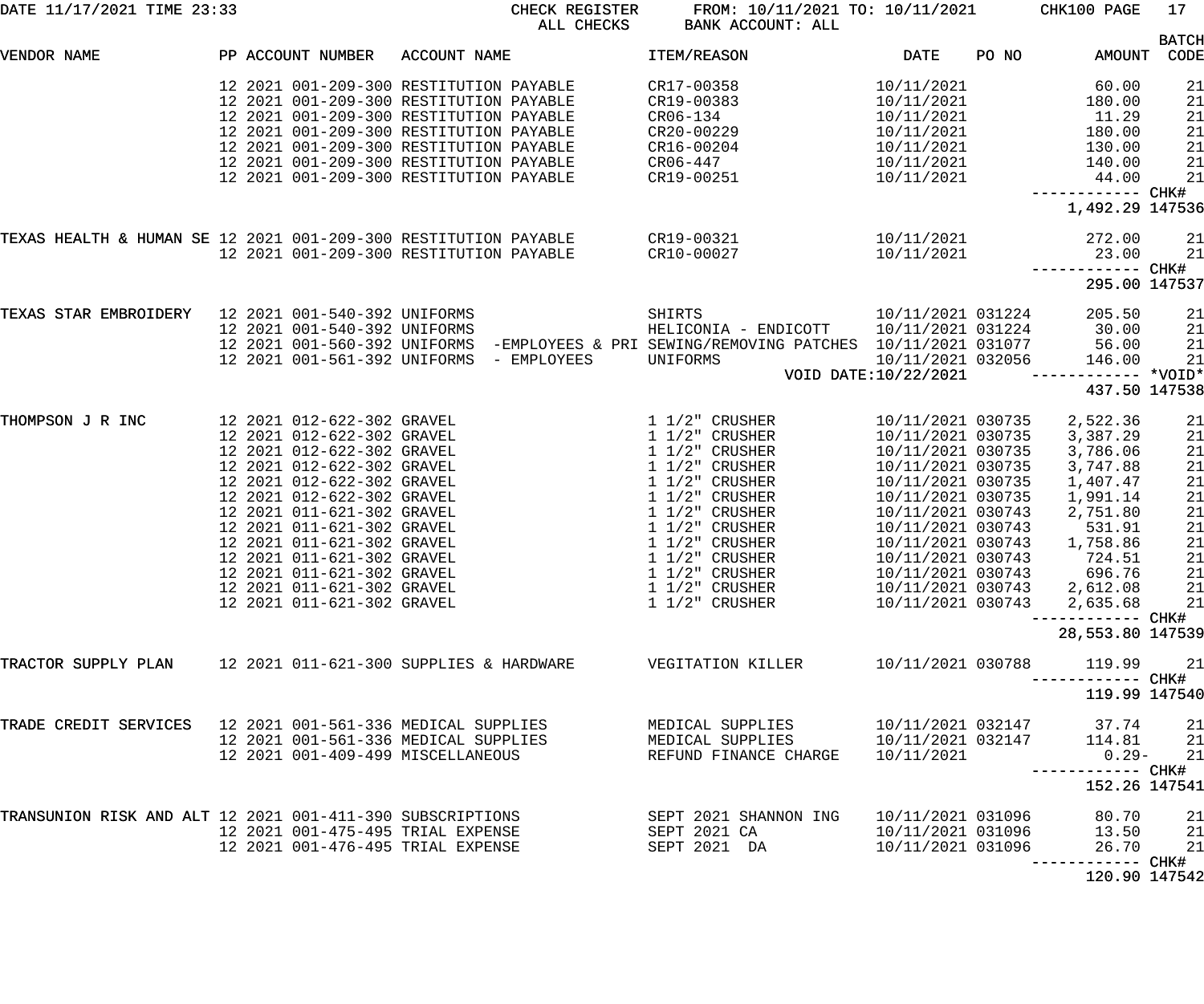CHECK REGISTER FROM: 10/11/2021 TO: 10/11/2021
ALL CHECKS BANK ACCOUNT: ALL

| VENDOR NAME | PP | ACCOUNT NUMBER | ACCOUNT NAME | ITEM/REASON | DATE | PO NO | AMOUNT | BATCH CODE |
|---|---|---|---|---|---|---|---|---|
| | 12 2021 | 001-209-300 | RESTITUTION PAYABLE | CR17-00358 | 10/11/2021 | | 60.00 | 21 |
| | 12 2021 | 001-209-300 | RESTITUTION PAYABLE | CR19-00383 | 10/11/2021 | | 180.00 | 21 |
| | 12 2021 | 001-209-300 | RESTITUTION PAYABLE | CR06-134 | 10/11/2021 | | 11.29 | 21 |
| | 12 2021 | 001-209-300 | RESTITUTION PAYABLE | CR20-00229 | 10/11/2021 | | 180.00 | 21 |
| | 12 2021 | 001-209-300 | RESTITUTION PAYABLE | CR16-00204 | 10/11/2021 | | 130.00 | 21 |
| | 12 2021 | 001-209-300 | RESTITUTION PAYABLE | CR06-447 | 10/11/2021 | | 140.00 | 21 |
| | 12 2021 | 001-209-300 | RESTITUTION PAYABLE | CR19-00251 | 10/11/2021 | | 44.00 | 21 |
| | | | | | | | 1,492.29 | CHK# 147536 |
| TEXAS HEALTH & HUMAN SE | 12 2021 | 001-209-300 | RESTITUTION PAYABLE | CR19-00321 | 10/11/2021 | | 272.00 | 21 |
| | 12 2021 | 001-209-300 | RESTITUTION PAYABLE | CR10-00027 | 10/11/2021 | | 23.00 | 21 |
| | | | | | | | 295.00 | CHK# 147537 |
| TEXAS STAR EMBROIDERY | 12 2021 | 001-540-392 | UNIFORMS | SHIRTS | 10/11/2021 | 031224 | 205.50 | 21 |
| | 12 2021 | 001-540-392 | UNIFORMS | HELICONIA - ENDICOTT | 10/11/2021 | 031224 | 30.00 | 21 |
| | 12 2021 | 001-560-392 | UNIFORMS -EMPLOYEES & PRI | SEWING/REMOVING PATCHES | 10/11/2021 | 031077 | 56.00 | 21 |
| | 12 2021 | 001-561-392 | UNIFORMS - EMPLOYEES | UNIFORMS | 10/11/2021 | 032056 | 146.00 | 21 |
| | | | | VOID DATE:10/22/2021 | | | 437.50 | *VOID* 147538 |
| THOMPSON J R INC | 12 2021 | 012-622-302 | GRAVEL | 1 1/2" CRUSHER | 10/11/2021 | 030735 | 2,522.36 | 21 |
| | 12 2021 | 012-622-302 | GRAVEL | 1 1/2" CRUSHER | 10/11/2021 | 030735 | 3,387.29 | 21 |
| | 12 2021 | 012-622-302 | GRAVEL | 1 1/2" CRUSHER | 10/11/2021 | 030735 | 3,786.06 | 21 |
| | 12 2021 | 012-622-302 | GRAVEL | 1 1/2" CRUSHER | 10/11/2021 | 030735 | 3,747.88 | 21 |
| | 12 2021 | 012-622-302 | GRAVEL | 1 1/2" CRUSHER | 10/11/2021 | 030735 | 1,407.47 | 21 |
| | 12 2021 | 012-622-302 | GRAVEL | 1 1/2" CRUSHER | 10/11/2021 | 030735 | 1,991.14 | 21 |
| | 12 2021 | 011-621-302 | GRAVEL | 1 1/2" CRUSHER | 10/11/2021 | 030743 | 2,751.80 | 21 |
| | 12 2021 | 011-621-302 | GRAVEL | 1 1/2" CRUSHER | 10/11/2021 | 030743 | 531.91 | 21 |
| | 12 2021 | 011-621-302 | GRAVEL | 1 1/2" CRUSHER | 10/11/2021 | 030743 | 1,758.86 | 21 |
| | 12 2021 | 011-621-302 | GRAVEL | 1 1/2" CRUSHER | 10/11/2021 | 030743 | 724.51 | 21 |
| | 12 2021 | 011-621-302 | GRAVEL | 1 1/2" CRUSHER | 10/11/2021 | 030743 | 696.76 | 21 |
| | 12 2021 | 011-621-302 | GRAVEL | 1 1/2" CRUSHER | 10/11/2021 | 030743 | 2,612.08 | 21 |
| | 12 2021 | 011-621-302 | GRAVEL | 1 1/2" CRUSHER | 10/11/2021 | 030743 | 2,635.68 | 21 |
| | | | | | | | 28,553.80 | CHK# 147539 |
| TRACTOR SUPPLY PLAN | 12 2021 | 011-621-300 | SUPPLIES & HARDWARE | VEGITATION KILLER | 10/11/2021 | 030788 | 119.99 | 21 |
| | | | | | | | 119.99 | CHK# 147540 |
| TRADE CREDIT SERVICES | 12 2021 | 001-561-336 | MEDICAL SUPPLIES | MEDICAL SUPPLIES | 10/11/2021 | 032147 | 37.74 | 21 |
| | 12 2021 | 001-561-336 | MEDICAL SUPPLIES | MEDICAL SUPPLIES | 10/11/2021 | 032147 | 114.81 | 21 |
| | 12 2021 | 001-409-499 | MISCELLANEOUS | REFUND FINANCE CHARGE | 10/11/2021 | | 0.29- | 21 |
| | | | | | | | 152.26 | CHK# 147541 |
| TRANSUNION RISK AND ALT | 12 2021 | 001-411-390 | SUBSCRIPTIONS | SEPT 2021 SHANNON ING | 10/11/2021 | 031096 | 80.70 | 21 |
| | 12 2021 | 001-475-495 | TRIAL EXPENSE | SEPT 2021 CA | 10/11/2021 | 031096 | 13.50 | 21 |
| | 12 2021 | 001-476-495 | TRIAL EXPENSE | SEPT 2021 DA | 10/11/2021 | 031096 | 26.70 | 21 |
| | | | | | | | 120.90 | CHK# 147542 |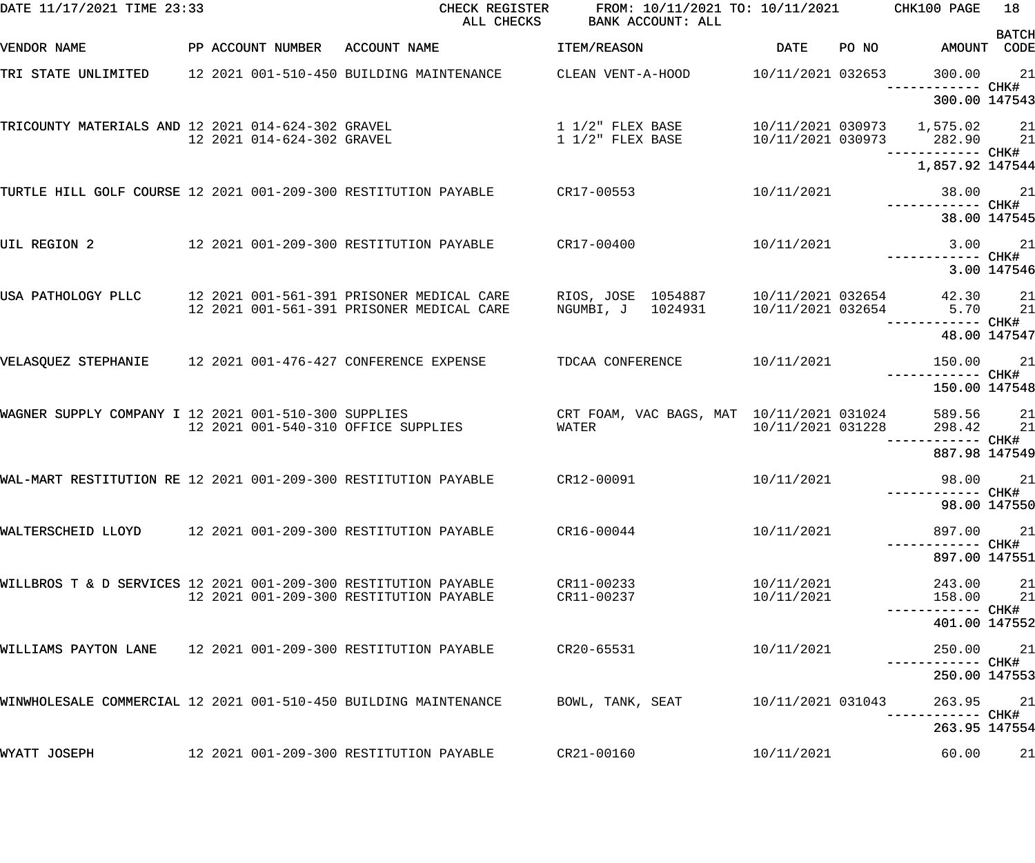DATE 11/17/2021 TIME 23:33 CHECK REGISTER ALL CHECKS FROM: 10/11/2021 TO: 10/11/2021 BANK ACCOUNT: ALL CHK100

| VENDOR NAME | PP | ACCOUNT NUMBER | ACCOUNT NAME | ITEM/REASON | DATE | PO NO | AMOUNT | BATCH CODE |
|---|---|---|---|---|---|---|---|---|
| TRI STATE UNLIMITED | 12 | 2021 001-510-450 | BUILDING MAINTENANCE | CLEAN VENT-A-HOOD | 10/11/2021 | 032653 | 300.00 | 21 |
| | | | | | | | ------------ | CHK# |
| | | | | | | | 300.00 | 147543 |
| TRICOUNTY MATERIALS AND | 12 | 2021 014-624-302 | GRAVEL | 1 1/2" FLEX BASE | 10/11/2021 | 030973 | 1,575.02 | 21 |
| | 12 | 2021 014-624-302 | GRAVEL | 1 1/2" FLEX BASE | 10/11/2021 | 030973 | 282.90 | 21 |
| | | | | | | | ------------ | CHK# |
| | | | | | | | 1,857.92 | 147544 |
| TURTLE HILL GOLF COURSE | 12 | 2021 001-209-300 | RESTITUTION PAYABLE | CR17-00553 | 10/11/2021 | | 38.00 | 21 |
| | | | | | | | ------------ | CHK# |
| | | | | | | | 38.00 | 147545 |
| UIL REGION 2 | 12 | 2021 001-209-300 | RESTITUTION PAYABLE | CR17-00400 | 10/11/2021 | | 3.00 | 21 |
| | | | | | | | ------------ | CHK# |
| | | | | | | | 3.00 | 147546 |
| USA PATHOLOGY PLLC | 12 | 2021 001-561-391 | PRISONER MEDICAL CARE | RIOS, JOSE 1054887 | 10/11/2021 | 032654 | 42.30 | 21 |
| | 12 | 2021 001-561-391 | PRISONER MEDICAL CARE | NGUMBI, J 1024931 | 10/11/2021 | 032654 | 5.70 | 21 |
| | | | | | | | ------------ | CHK# |
| | | | | | | | 48.00 | 147547 |
| VELASQUEZ STEPHANIE | 12 | 2021 001-476-427 | CONFERENCE EXPENSE | TDCAA CONFERENCE | 10/11/2021 | | 150.00 | 21 |
| | | | | | | | ------------ | CHK# |
| | | | | | | | 150.00 | 147548 |
| WAGNER SUPPLY COMPANY I | 12 | 2021 001-510-300 | SUPPLIES | CRT FOAM, VAC BAGS, MAT | 10/11/2021 | 031024 | 589.56 | 21 |
| | 12 | 2021 001-540-310 | OFFICE SUPPLIES | WATER | 10/11/2021 | 031228 | 298.42 | 21 |
| | | | | | | | ------------ | CHK# |
| | | | | | | | 887.98 | 147549 |
| WAL-MART RESTITUTION RE | 12 | 2021 001-209-300 | RESTITUTION PAYABLE | CR12-00091 | 10/11/2021 | | 98.00 | 21 |
| | | | | | | | ------------ | CHK# |
| | | | | | | | 98.00 | 147550 |
| WALTERSCHEID LLOYD | 12 | 2021 001-209-300 | RESTITUTION PAYABLE | CR16-00044 | 10/11/2021 | | 897.00 | 21 |
| | | | | | | | ------------ | CHK# |
| | | | | | | | 897.00 | 147551 |
| WILLBROS T & D SERVICES | 12 | 2021 001-209-300 | RESTITUTION PAYABLE | CR11-00233 | 10/11/2021 | | 243.00 | 21 |
| | 12 | 2021 001-209-300 | RESTITUTION PAYABLE | CR11-00237 | 10/11/2021 | | 158.00 | 21 |
| | | | | | | | ------------ | CHK# |
| | | | | | | | 401.00 | 147552 |
| WILLIAMS PAYTON LANE | 12 | 2021 001-209-300 | RESTITUTION PAYABLE | CR20-65531 | 10/11/2021 | | 250.00 | 21 |
| | | | | | | | ------------ | CHK# |
| | | | | | | | 250.00 | 147553 |
| WINWHOLESALE COMMERCIAL | 12 | 2021 001-510-450 | BUILDING MAINTENANCE | BOWL, TANK, SEAT | 10/11/2021 | 031043 | 263.95 | 21 |
| | | | | | | | ------------ | CHK# |
| | | | | | | | 263.95 | 147554 |
| WYATT JOSEPH | 12 | 2021 001-209-300 | RESTITUTION PAYABLE | CR21-00160 | 10/11/2021 | | 60.00 | 21 |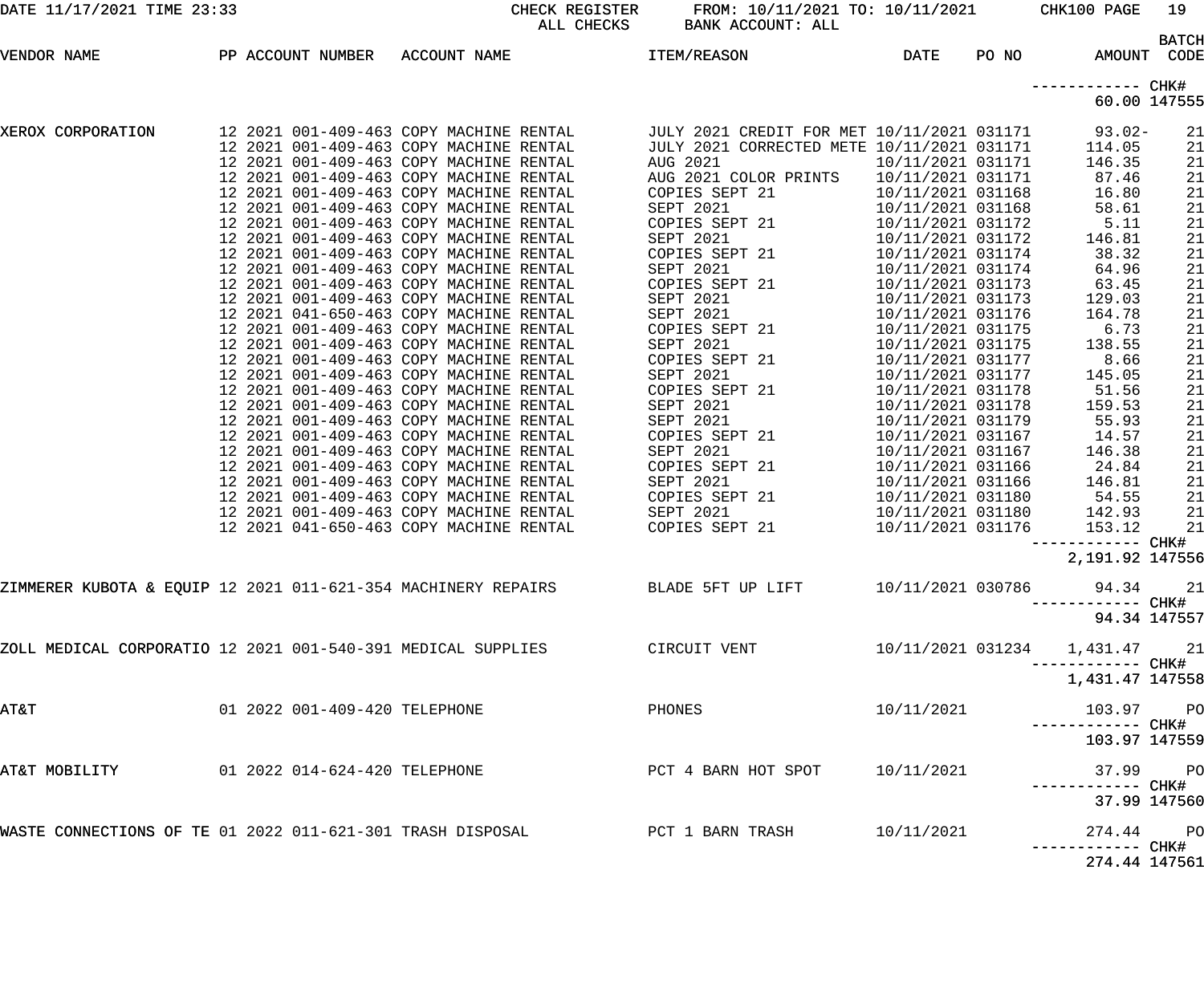DATE 11/17/2021 TIME 23:33 CHECK REGISTER FROM: 10/11/2021 TO: 10/11/2021 CHK100

ALL CHECKS BANK ACCOUNT: ALL

| VENDOR NAME | PP | ACCOUNT NUMBER | ACCOUNT NAME | ITEM/REASON | DATE | PO NO | AMOUNT | BATCH CODE |
|---|---|---|---|---|---|---|---|---|
| | | | | | | | ------------ | CHK# |
| | | | | | | | 60.00 | 147555 |
| XEROX CORPORATION | 12 2021 | 001-409-463 | COPY MACHINE RENTAL | JULY 2021 CREDIT FOR MET | 10/11/2021 | 031171 | 93.02- | 21 |
| | 12 2021 | 001-409-463 | COPY MACHINE RENTAL | JULY 2021 CORRECTED METE | 10/11/2021 | 031171 | 114.05 | 21 |
| | 12 2021 | 001-409-463 | COPY MACHINE RENTAL | AUG 2021 | 10/11/2021 | 031171 | 146.35 | 21 |
| | 12 2021 | 001-409-463 | COPY MACHINE RENTAL | AUG 2021 COLOR PRINTS | 10/11/2021 | 031171 | 87.46 | 21 |
| | 12 2021 | 001-409-463 | COPY MACHINE RENTAL | COPIES SEPT 21 | 10/11/2021 | 031168 | 16.80 | 21 |
| | 12 2021 | 001-409-463 | COPY MACHINE RENTAL | SEPT 2021 | 10/11/2021 | 031168 | 58.61 | 21 |
| | 12 2021 | 001-409-463 | COPY MACHINE RENTAL | COPIES SEPT 21 | 10/11/2021 | 031172 | 5.11 | 21 |
| | 12 2021 | 001-409-463 | COPY MACHINE RENTAL | SEPT 2021 | 10/11/2021 | 031172 | 146.81 | 21 |
| | 12 2021 | 001-409-463 | COPY MACHINE RENTAL | COPIES SEPT 21 | 10/11/2021 | 031174 | 38.32 | 21 |
| | 12 2021 | 001-409-463 | COPY MACHINE RENTAL | SEPT 2021 | 10/11/2021 | 031174 | 64.96 | 21 |
| | 12 2021 | 001-409-463 | COPY MACHINE RENTAL | COPIES SEPT 21 | 10/11/2021 | 031173 | 63.45 | 21 |
| | 12 2021 | 001-409-463 | COPY MACHINE RENTAL | SEPT 2021 | 10/11/2021 | 031173 | 129.03 | 21 |
| | 12 2021 | 041-650-463 | COPY MACHINE RENTAL | SEPT 2021 | 10/11/2021 | 031176 | 164.78 | 21 |
| | 12 2021 | 001-409-463 | COPY MACHINE RENTAL | COPIES SEPT 21 | 10/11/2021 | 031175 | 6.73 | 21 |
| | 12 2021 | 001-409-463 | COPY MACHINE RENTAL | SEPT 2021 | 10/11/2021 | 031175 | 138.55 | 21 |
| | 12 2021 | 001-409-463 | COPY MACHINE RENTAL | COPIES SEPT 21 | 10/11/2021 | 031177 | 8.66 | 21 |
| | 12 2021 | 001-409-463 | COPY MACHINE RENTAL | SEPT 2021 | 10/11/2021 | 031177 | 145.05 | 21 |
| | 12 2021 | 001-409-463 | COPY MACHINE RENTAL | COPIES SEPT 21 | 10/11/2021 | 031178 | 51.56 | 21 |
| | 12 2021 | 001-409-463 | COPY MACHINE RENTAL | SEPT 2021 | 10/11/2021 | 031178 | 159.53 | 21 |
| | 12 2021 | 001-409-463 | COPY MACHINE RENTAL | SEPT 2021 | 10/11/2021 | 031179 | 55.93 | 21 |
| | 12 2021 | 001-409-463 | COPY MACHINE RENTAL | COPIES SEPT 21 | 10/11/2021 | 031167 | 14.57 | 21 |
| | 12 2021 | 001-409-463 | COPY MACHINE RENTAL | SEPT 2021 | 10/11/2021 | 031167 | 146.38 | 21 |
| | 12 2021 | 001-409-463 | COPY MACHINE RENTAL | COPIES SEPT 21 | 10/11/2021 | 031166 | 24.84 | 21 |
| | 12 2021 | 001-409-463 | COPY MACHINE RENTAL | SEPT 2021 | 10/11/2021 | 031166 | 146.81 | 21 |
| | 12 2021 | 001-409-463 | COPY MACHINE RENTAL | COPIES SEPT 21 | 10/11/2021 | 031180 | 54.55 | 21 |
| | 12 2021 | 001-409-463 | COPY MACHINE RENTAL | SEPT 2021 | 10/11/2021 | 031180 | 142.93 | 21 |
| | 12 2021 | 041-650-463 | COPY MACHINE RENTAL | COPIES SEPT 21 | 10/11/2021 | 031176 | 153.12 | 21 |
| | | | | | | | ------------ | CHK# |
| | | | | | | | 2,191.92 | 147556 |
| ZIMMERER KUBOTA & EQUIP | 12 2021 | 011-621-354 | MACHINERY REPAIRS | BLADE 5FT UP LIFT | 10/11/2021 | 030786 | 94.34 | 21 |
| | | | | | | | ------------ | CHK# |
| | | | | | | | 94.34 | 147557 |
| ZOLL MEDICAL CORPORATIO | 12 2021 | 001-540-391 | MEDICAL SUPPLIES | CIRCUIT VENT | 10/11/2021 | 031234 | 1,431.47 | 21 |
| | | | | | | | ------------ | CHK# |
| | | | | | | | 1,431.47 | 147558 |
| AT&T | 01 2022 | 001-409-420 | TELEPHONE | PHONES | 10/11/2021 | | 103.97 | PO |
| | | | | | | | ------------ | CHK# |
| | | | | | | | 103.97 | 147559 |
| AT&T MOBILITY | 01 2022 | 014-624-420 | TELEPHONE | PCT 4 BARN HOT SPOT | 10/11/2021 | | 37.99 | PO |
| | | | | | | | ------------ | CHK# |
| | | | | | | | 37.99 | 147560 |
| WASTE CONNECTIONS OF TE | 01 2022 | 011-621-301 | TRASH DISPOSAL | PCT 1 BARN TRASH | 10/11/2021 | | 274.44 | PO |
| | | | | | | | ------------ | CHK# |
| | | | | | | | 274.44 | 147561 |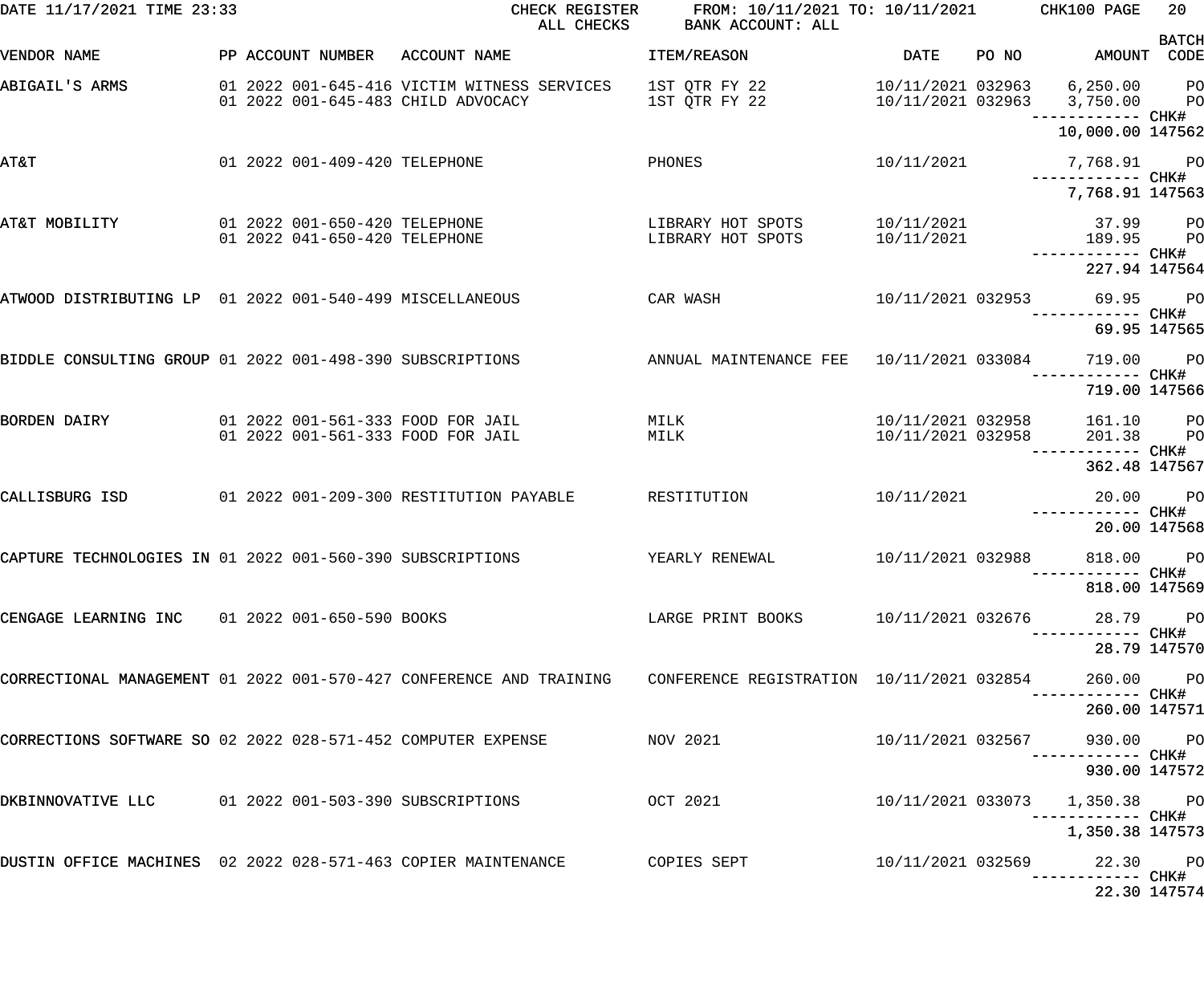DATE 11/17/2021 TIME 23:33 CHECK REGISTER ALL CHECKS FROM: 10/11/2021 TO: 10/11/2021 BANK ACCOUNT: ALL CHK100 PAGE 20

| VENDOR NAME | PP | ACCOUNT NUMBER | ACCOUNT NAME | ITEM/REASON | DATE | PO NO | AMOUNT | BATCH CODE |
|---|---|---|---|---|---|---|---|---|
| ABIGAIL'S ARMS | 01 2022 | 001-645-416 | VICTIM WITNESS SERVICES | 1ST QTR FY 22 | 10/11/2021 | 032963 | 6,250.00 | PO |
| | 01 2022 | 001-645-483 | CHILD ADVOCACY | 1ST QTR FY 22 | 10/11/2021 | 032963 | 3,750.00 | PO |
| | | | | | | | 10,000.00 | CHK# 147562 |
| AT&T | 01 2022 | 001-409-420 | TELEPHONE | PHONES | 10/11/2021 | | 7,768.91 | PO |
| | | | | | | | 7,768.91 | CHK# 147563 |
| AT&T MOBILITY | 01 2022 | 001-650-420 | TELEPHONE | LIBRARY HOT SPOTS | 10/11/2021 | | 37.99 | PO |
| | 01 2022 | 041-650-420 | TELEPHONE | LIBRARY HOT SPOTS | 10/11/2021 | | 189.95 | PO |
| | | | | | | | 227.94 | CHK# 147564 |
| ATWOOD DISTRIBUTING LP | 01 2022 | 001-540-499 | MISCELLANEOUS | CAR WASH | 10/11/2021 | 032953 | 69.95 | PO |
| | | | | | | | 69.95 | CHK# 147565 |
| BIDDLE CONSULTING GROUP | 01 2022 | 001-498-390 | SUBSCRIPTIONS | ANNUAL MAINTENANCE FEE | 10/11/2021 | 033084 | 719.00 | PO |
| | | | | | | | 719.00 | CHK# 147566 |
| BORDEN DAIRY | 01 2022 | 001-561-333 | FOOD FOR JAIL | MILK | 10/11/2021 | 032958 | 161.10 | PO |
| | 01 2022 | 001-561-333 | FOOD FOR JAIL | MILK | 10/11/2021 | 032958 | 201.38 | PO |
| | | | | | | | 362.48 | CHK# 147567 |
| CALLISBURG ISD | 01 2022 | 001-209-300 | RESTITUTION PAYABLE | RESTITUTION | 10/11/2021 | | 20.00 | PO |
| | | | | | | | 20.00 | CHK# 147568 |
| CAPTURE TECHNOLOGIES IN | 01 2022 | 001-560-390 | SUBSCRIPTIONS | YEARLY RENEWAL | 10/11/2021 | 032988 | 818.00 | PO |
| | | | | | | | 818.00 | CHK# 147569 |
| CENGAGE LEARNING INC | 01 2022 | 001-650-590 | BOOKS | LARGE PRINT BOOKS | 10/11/2021 | 032676 | 28.79 | PO |
| | | | | | | | 28.79 | CHK# 147570 |
| CORRECTIONAL MANAGEMENT | 01 2022 | 001-570-427 | CONFERENCE AND TRAINING | CONFERENCE REGISTRATION | 10/11/2021 | 032854 | 260.00 | PO |
| | | | | | | | 260.00 | CHK# 147571 |
| CORRECTIONS SOFTWARE SO | 02 2022 | 028-571-452 | COMPUTER EXPENSE | NOV 2021 | 10/11/2021 | 032567 | 930.00 | PO |
| | | | | | | | 930.00 | CHK# 147572 |
| DKBINNOVATIVE LLC | 01 2022 | 001-503-390 | SUBSCRIPTIONS | OCT 2021 | 10/11/2021 | 033073 | 1,350.38 | PO |
| | | | | | | | 1,350.38 | CHK# 147573 |
| DUSTIN OFFICE MACHINES | 02 2022 | 028-571-463 | COPIER MAINTENANCE | COPIES SEPT | 10/11/2021 | 032569 | 22.30 | PO |
| | | | | | | | 22.30 | CHK# 147574 |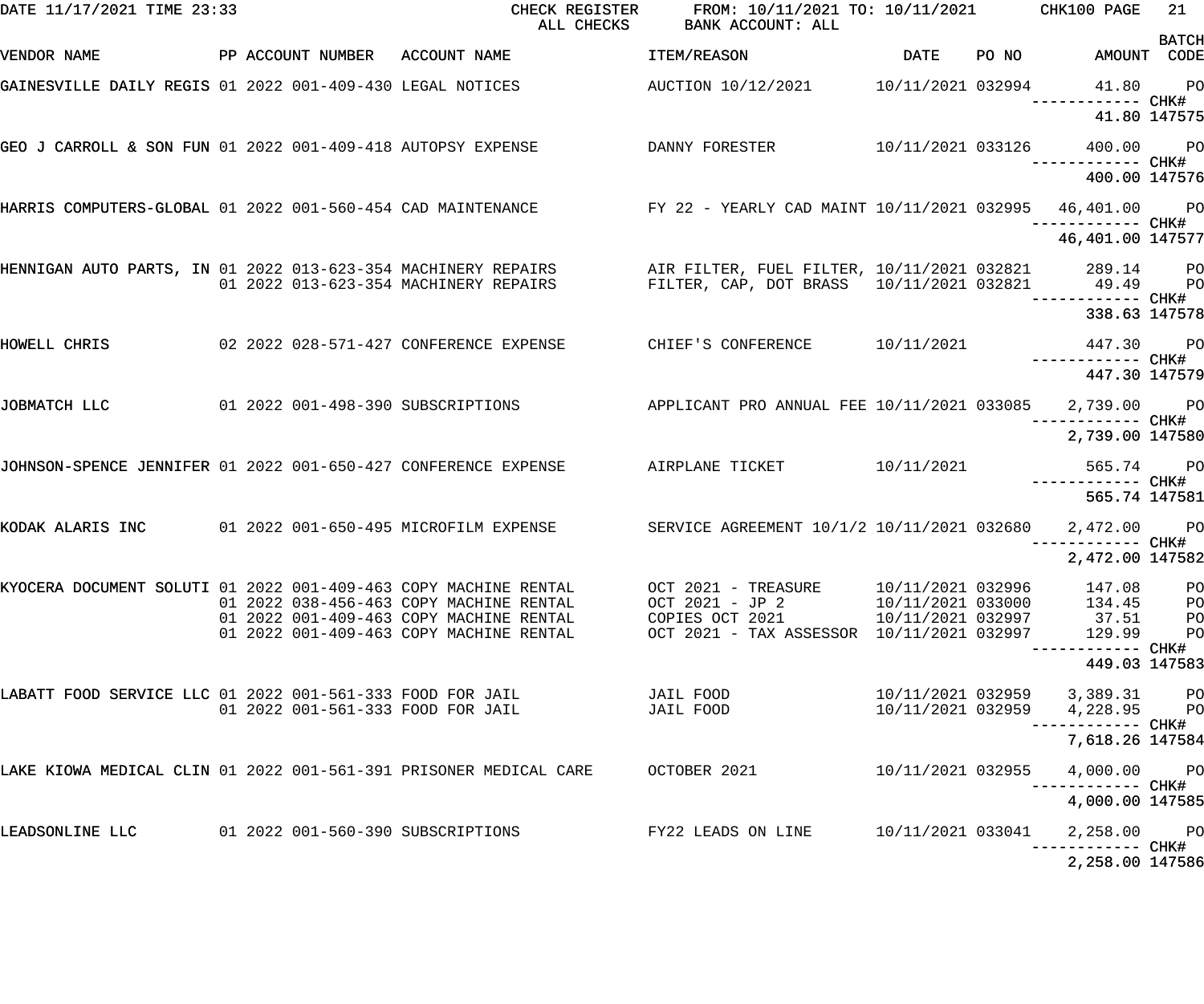DATE 11/17/2021 TIME 23:33 CHECK REGISTER ALL CHECKS FROM: 10/11/2021 TO: 10/11/2021 BANK ACCOUNT: ALL CHK100 PAGE 21

| VENDOR NAME | PP | ACCOUNT NUMBER | ACCOUNT NAME | ITEM/REASON | DATE | PO NO | AMOUNT | BATCH CODE |
|---|---|---|---|---|---|---|---|---|
| GAINESVILLE DAILY REGIS | 01 | 2022 001-409-430 | LEGAL NOTICES | AUCTION 10/12/2021 | 10/11/2021 | 032994 | 41.80 | PO |
| | | | | | | | ------------ CHK# | |
| | | | | | | | 41.80 | 147575 |
| GEO J CARROLL & SON FUN | 01 | 2022 001-409-418 | AUTOPSY EXPENSE | DANNY FORESTER | 10/11/2021 | 033126 | 400.00 | PO |
| | | | | | | | ------------ CHK# | |
| | | | | | | | 400.00 | 147576 |
| HARRIS COMPUTERS-GLOBAL | 01 | 2022 001-560-454 | CAD MAINTENANCE | FY 22 - YEARLY CAD MAINT | 10/11/2021 | 032995 | 46,401.00 | PO |
| | | | | | | | ------------ CHK# | |
| | | | | | | | 46,401.00 | 147577 |
| HENNIGAN AUTO PARTS, IN | 01 | 2022 013-623-354 | MACHINERY REPAIRS | AIR FILTER, FUEL FILTER, | 10/11/2021 | 032821 | 289.14 | PO |
| | 01 | 2022 013-623-354 | MACHINERY REPAIRS | FILTER, CAP, DOT BRASS | 10/11/2021 | 032821 | 49.49 | PO |
| | | | | | | | ------------ CHK# | |
| | | | | | | | 338.63 | 147578 |
| HOWELL CHRIS | 02 | 2022 028-571-427 | CONFERENCE EXPENSE | CHIEF'S CONFERENCE | 10/11/2021 | | 447.30 | PO |
| | | | | | | | ------------ CHK# | |
| | | | | | | | 447.30 | 147579 |
| JOBMATCH LLC | 01 | 2022 001-498-390 | SUBSCRIPTIONS | APPLICANT PRO ANNUAL FEE | 10/11/2021 | 033085 | 2,739.00 | PO |
| | | | | | | | ------------ CHK# | |
| | | | | | | | 2,739.00 | 147580 |
| JOHNSON-SPENCE JENNIFER | 01 | 2022 001-650-427 | CONFERENCE EXPENSE | AIRPLANE TICKET | 10/11/2021 | | 565.74 | PO |
| | | | | | | | ------------ CHK# | |
| | | | | | | | 565.74 | 147581 |
| KODAK ALARIS INC | 01 | 2022 001-650-495 | MICROFILM EXPENSE | SERVICE AGREEMENT 10/1/2 | 10/11/2021 | 032680 | 2,472.00 | PO |
| | | | | | | | ------------ CHK# | |
| | | | | | | | 2,472.00 | 147582 |
| KYOCERA DOCUMENT SOLUTI | 01 | 2022 001-409-463 | COPY MACHINE RENTAL | OCT 2021 - TREASURE | 10/11/2021 | 032996 | 147.08 | PO |
| | 01 | 2022 038-456-463 | COPY MACHINE RENTAL | OCT 2021 - JP 2 | 10/11/2021 | 033000 | 134.45 | PO |
| | 01 | 2022 001-409-463 | COPY MACHINE RENTAL | COPIES OCT 2021 | 10/11/2021 | 032997 | 37.51 | PO |
| | 01 | 2022 001-409-463 | COPY MACHINE RENTAL | OCT 2021 - TAX ASSESSOR | 10/11/2021 | 032997 | 129.99 | PO |
| | | | | | | | ------------ CHK# | |
| | | | | | | | 449.03 | 147583 |
| LABATT FOOD SERVICE LLC | 01 | 2022 001-561-333 | FOOD FOR JAIL | JAIL FOOD | 10/11/2021 | 032959 | 3,389.31 | PO |
| | 01 | 2022 001-561-333 | FOOD FOR JAIL | JAIL FOOD | 10/11/2021 | 032959 | 4,228.95 | PO |
| | | | | | | | ------------ CHK# | |
| | | | | | | | 7,618.26 | 147584 |
| LAKE KIOWA MEDICAL CLIN | 01 | 2022 001-561-391 | PRISONER MEDICAL CARE | OCTOBER 2021 | 10/11/2021 | 032955 | 4,000.00 | PO |
| | | | | | | | ------------ CHK# | |
| | | | | | | | 4,000.00 | 147585 |
| LEADSONLINE LLC | 01 | 2022 001-560-390 | SUBSCRIPTIONS | FY22 LEADS ON LINE | 10/11/2021 | 033041 | 2,258.00 | PO |
| | | | | | | | ------------ CHK# | |
| | | | | | | | 2,258.00 | 147586 |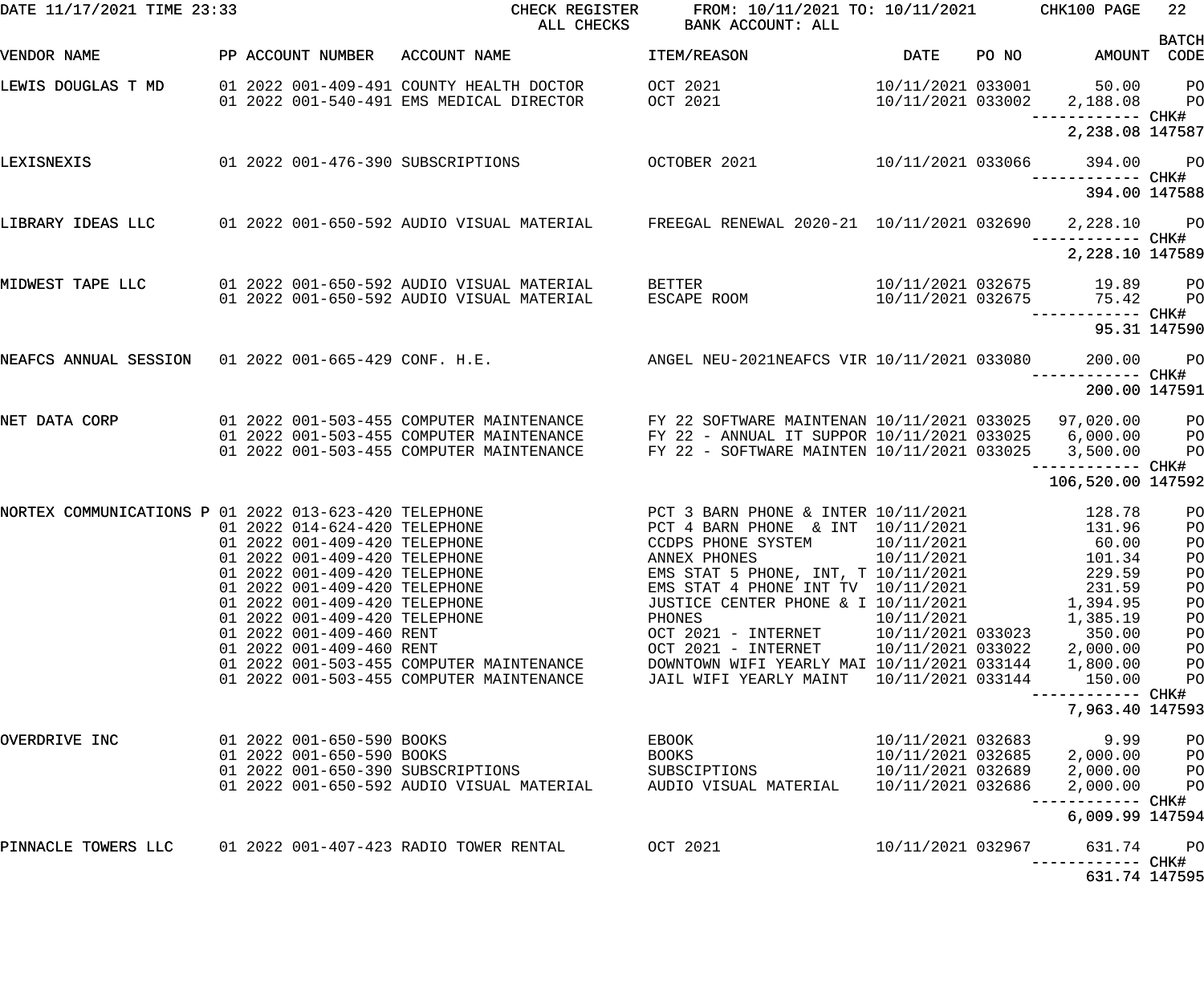DATE 11/17/2021 TIME 23:33 CHECK REGISTER FROM: 10/11/2021 TO: 10/11/2021 CHK100 PAGE 22
ALL CHECKS BANK ACCOUNT: ALL

| VENDOR NAME | PP | ACCOUNT NUMBER | ACCOUNT NAME | ITEM/REASON | DATE | PO NO | AMOUNT | BATCH CODE |
|---|---|---|---|---|---|---|---|---|
| LEWIS DOUGLAS T MD | 01 2022 | 001-409-491 | COUNTY HEALTH DOCTOR | OCT 2021 | 10/11/2021 | 033001 | 50.00 | PO |
| | 01 2022 | 001-540-491 | EMS MEDICAL DIRECTOR | OCT 2021 | 10/11/2021 | 033002 | 2,188.08 | PO |
| | | | | | | | 2,238.08 | CHK# 147587 |
| LEXISNEXIS | 01 2022 | 001-476-390 | SUBSCRIPTIONS | OCTOBER 2021 | 10/11/2021 | 033066 | 394.00 | PO |
| | | | | | | | 394.00 | CHK# 147588 |
| LIBRARY IDEAS LLC | 01 2022 | 001-650-592 | AUDIO VISUAL MATERIAL | FREEGAL RENEWAL 2020-21 | 10/11/2021 | 032690 | 2,228.10 | PO |
| | | | | | | | 2,228.10 | CHK# 147589 |
| MIDWEST TAPE LLC | 01 2022 | 001-650-592 | AUDIO VISUAL MATERIAL | BETTER | 10/11/2021 | 032675 | 19.89 | PO |
| | 01 2022 | 001-650-592 | AUDIO VISUAL MATERIAL | ESCAPE ROOM | 10/11/2021 | 032675 | 75.42 | PO |
| | | | | | | | 95.31 | CHK# 147590 |
| NEAFCS ANNUAL SESSION | 01 2022 | 001-665-429 | CONF. H.E. | ANGEL NEU-2021NEAFCS VIR | 10/11/2021 | 033080 | 200.00 | PO |
| | | | | | | | 200.00 | CHK# 147591 |
| NET DATA CORP | 01 2022 | 001-503-455 | COMPUTER MAINTENANCE | FY 22 SOFTWARE MAINTENAN | 10/11/2021 | 033025 | 97,020.00 | PO |
| | 01 2022 | 001-503-455 | COMPUTER MAINTENANCE | FY 22 - ANNUAL IT SUPPOR | 10/11/2021 | 033025 | 6,000.00 | PO |
| | 01 2022 | 001-503-455 | COMPUTER MAINTENANCE | FY 22 - SOFTWARE MAINTEN | 10/11/2021 | 033025 | 3,500.00 | PO |
| | | | | | | | 106,520.00 | CHK# 147592 |
| NORTEX COMMUNICATIONS P | 01 2022 | 013-623-420 | TELEPHONE | PCT 3 BARN PHONE & INTER | 10/11/2021 | | 128.78 | PO |
| | 01 2022 | 014-624-420 | TELEPHONE | PCT 4 BARN PHONE & INT | 10/11/2021 | | 131.96 | PO |
| | 01 2022 | 001-409-420 | TELEPHONE | CCDPS PHONE SYSTEM | 10/11/2021 | | 60.00 | PO |
| | 01 2022 | 001-409-420 | TELEPHONE | ANNEX PHONES | 10/11/2021 | | 101.34 | PO |
| | 01 2022 | 001-409-420 | TELEPHONE | EMS STAT 5 PHONE, INT, T | 10/11/2021 | | 229.59 | PO |
| | 01 2022 | 001-409-420 | TELEPHONE | EMS STAT 4 PHONE INT TV | 10/11/2021 | | 231.59 | PO |
| | 01 2022 | 001-409-420 | TELEPHONE | JUSTICE CENTER PHONE & I | 10/11/2021 | | 1,394.95 | PO |
| | 01 2022 | 001-409-420 | TELEPHONE | PHONES | 10/11/2021 | | 1,385.19 | PO |
| | 01 2022 | 001-409-460 | RENT | OCT 2021 - INTERNET | 10/11/2021 | 033023 | 350.00 | PO |
| | 01 2022 | 001-409-460 | RENT | OCT 2021 - INTERNET | 10/11/2021 | 033022 | 2,000.00 | PO |
| | 01 2022 | 001-503-455 | COMPUTER MAINTENANCE | DOWNTOWN WIFI YEARLY MAI | 10/11/2021 | 033144 | 1,800.00 | PO |
| | 01 2022 | 001-503-455 | COMPUTER MAINTENANCE | JAIL WIFI YEARLY MAINT | 10/11/2021 | 033144 | 150.00 | PO |
| | | | | | | | 7,963.40 | CHK# 147593 |
| OVERDRIVE INC | 01 2022 | 001-650-590 | BOOKS | EBOOK | 10/11/2021 | 032683 | 9.99 | PO |
| | 01 2022 | 001-650-590 | BOOKS | BOOKS | 10/11/2021 | 032685 | 2,000.00 | PO |
| | 01 2022 | 001-650-390 | SUBSCRIPTIONS | SUBSCIPTIONS | 10/11/2021 | 032689 | 2,000.00 | PO |
| | 01 2022 | 001-650-592 | AUDIO VISUAL MATERIAL | AUDIO VISUAL MATERIAL | 10/11/2021 | 032686 | 2,000.00 | PO |
| | | | | | | | 6,009.99 | CHK# 147594 |
| PINNACLE TOWERS LLC | 01 2022 | 001-407-423 | RADIO TOWER RENTAL | OCT 2021 | 10/11/2021 | 032967 | 631.74 | PO |
| | | | | | | | 631.74 | CHK# 147595 |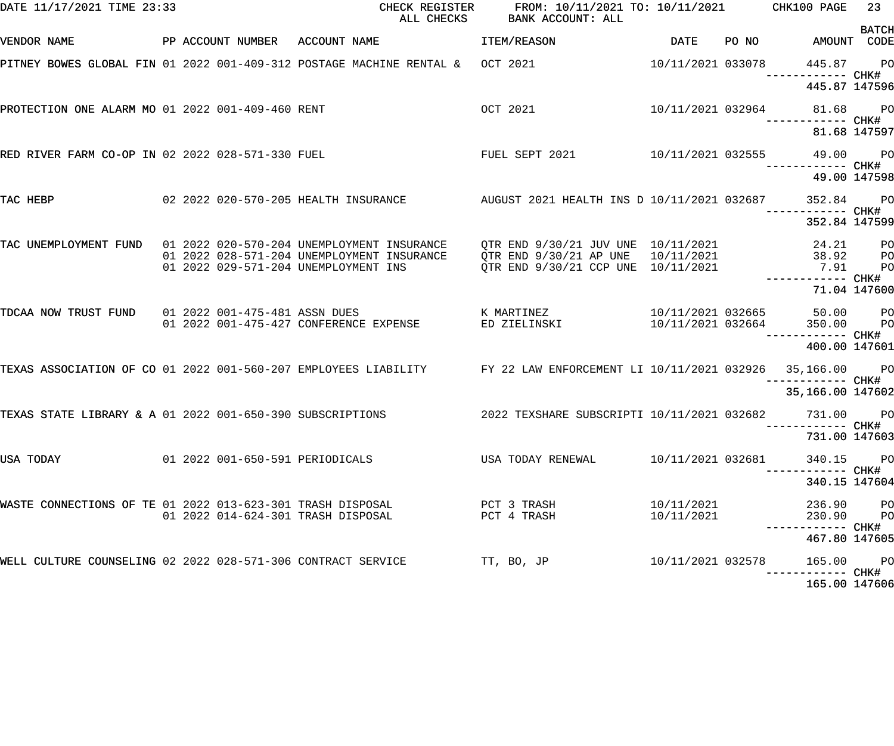DATE 11/17/2021 TIME 23:33 CHECK REGISTER ALL CHECKS FROM: 10/11/2021 TO: 10/11/2021 BANK ACCOUNT: ALL

| VENDOR NAME | PP | ACCOUNT NUMBER | ACCOUNT NAME | ITEM/REASON | DATE | PO NO | AMOUNT | BATCH CODE |
|---|---|---|---|---|---|---|---|---|
| PITNEY BOWES GLOBAL FIN | 01 | 2022 001-409-312 | POSTAGE MACHINE RENTAL & | OCT 2021 | 10/11/2021 | 033078 | 445.87 | PO |
| | | | | | | | ------------ | CHK# |
| | | | | | | | 445.87 | 147596 |
| PROTECTION ONE ALARM MO | 01 | 2022 001-409-460 | RENT | OCT 2021 | 10/11/2021 | 032964 | 81.68 | PO |
| | | | | | | | ------------ | CHK# |
| | | | | | | | 81.68 | 147597 |
| RED RIVER FARM CO-OP IN | 02 | 2022 028-571-330 | FUEL | FUEL SEPT 2021 | 10/11/2021 | 032555 | 49.00 | PO |
| | | | | | | | ------------ | CHK# |
| | | | | | | | 49.00 | 147598 |
| TAC HEBP | 02 | 2022 020-570-205 | HEALTH INSURANCE | AUGUST 2021 HEALTH INS D | 10/11/2021 | 032687 | 352.84 | PO |
| | | | | | | | ------------ | CHK# |
| | | | | | | | 352.84 | 147599 |
| TAC UNEMPLOYMENT FUND | 01 | 2022 020-570-204 | UNEMPLOYMENT INSURANCE | QTR END 9/30/21 JUV UNE | 10/11/2021 | | 24.21 | PO |
| | 01 | 2022 028-571-204 | UNEMPLOYMENT INSURANCE | QTR END 9/30/21 AP UNE | 10/11/2021 | | 38.92 | PO |
| | 01 | 2022 029-571-204 | UNEMPLOYMENT INS | QTR END 9/30/21 CCP UNE | 10/11/2021 | | 7.91 | PO |
| | | | | | | | ------------ | CHK# |
| | | | | | | | 71.04 | 147600 |
| TDCAA NOW TRUST FUND | 01 | 2022 001-475-481 | ASSN DUES | K MARTINEZ | 10/11/2021 | 032665 | 50.00 | PO |
| | 01 | 2022 001-475-427 | CONFERENCE EXPENSE | ED ZIELINSKI | 10/11/2021 | 032664 | 350.00 | PO |
| | | | | | | | ------------ | CHK# |
| | | | | | | | 400.00 | 147601 |
| TEXAS ASSOCIATION OF CO | 01 | 2022 001-560-207 | EMPLOYEES LIABILITY | FY 22 LAW ENFORCEMENT LI | 10/11/2021 | 032926 | 35,166.00 | PO |
| | | | | | | | ------------ | CHK# |
| | | | | | | | 35,166.00 | 147602 |
| TEXAS STATE LIBRARY & A | 01 | 2022 001-650-390 | SUBSCRIPTIONS | 2022 TEXSHARE SUBSCRIPTI | 10/11/2021 | 032682 | 731.00 | PO |
| | | | | | | | ------------ | CHK# |
| | | | | | | | 731.00 | 147603 |
| USA TODAY | 01 | 2022 001-650-591 | PERIODICALS | USA TODAY RENEWAL | 10/11/2021 | 032681 | 340.15 | PO |
| | | | | | | | ------------ | CHK# |
| | | | | | | | 340.15 | 147604 |
| WASTE CONNECTIONS OF TE | 01 | 2022 013-623-301 | TRASH DISPOSAL | PCT 3 TRASH | 10/11/2021 | | 236.90 | PO |
| | 01 | 2022 014-624-301 | TRASH DISPOSAL | PCT 4 TRASH | 10/11/2021 | | 230.90 | PO |
| | | | | | | | ------------ | CHK# |
| | | | | | | | 467.80 | 147605 |
| WELL CULTURE COUNSELING | 02 | 2022 028-571-306 | CONTRACT SERVICE | TT, BO, JP | 10/11/2021 | 032578 | 165.00 | PO |
| | | | | | | | ------------ | CHK# |
| | | | | | | | 165.00 | 147606 |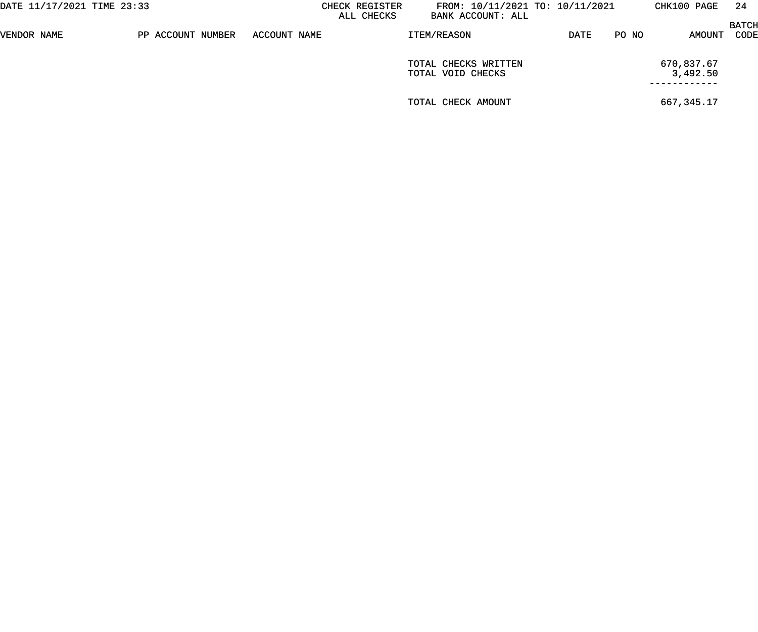DATE 11/17/2021 TIME 23:33

CHECK REGISTER — ALL CHECKS — FROM: 10/11/2021 TO: 10/11/2021 — BANK ACCOUNT: ALL

CHK100

| VENDOR NAME | PP ACCOUNT NUMBER | ACCOUNT NAME | ITEM/REASON | DATE | PO NO | AMOUNT | BATCH CODE |
|---|---|---|---|---|---|---|---|
| | | | TOTAL CHECKS WRITTEN | | | 670,837.67 | |
| | | | TOTAL VOID CHECKS | | | 3,492.50 | |
| | | | TOTAL CHECK AMOUNT | | | 667,345.17 | |